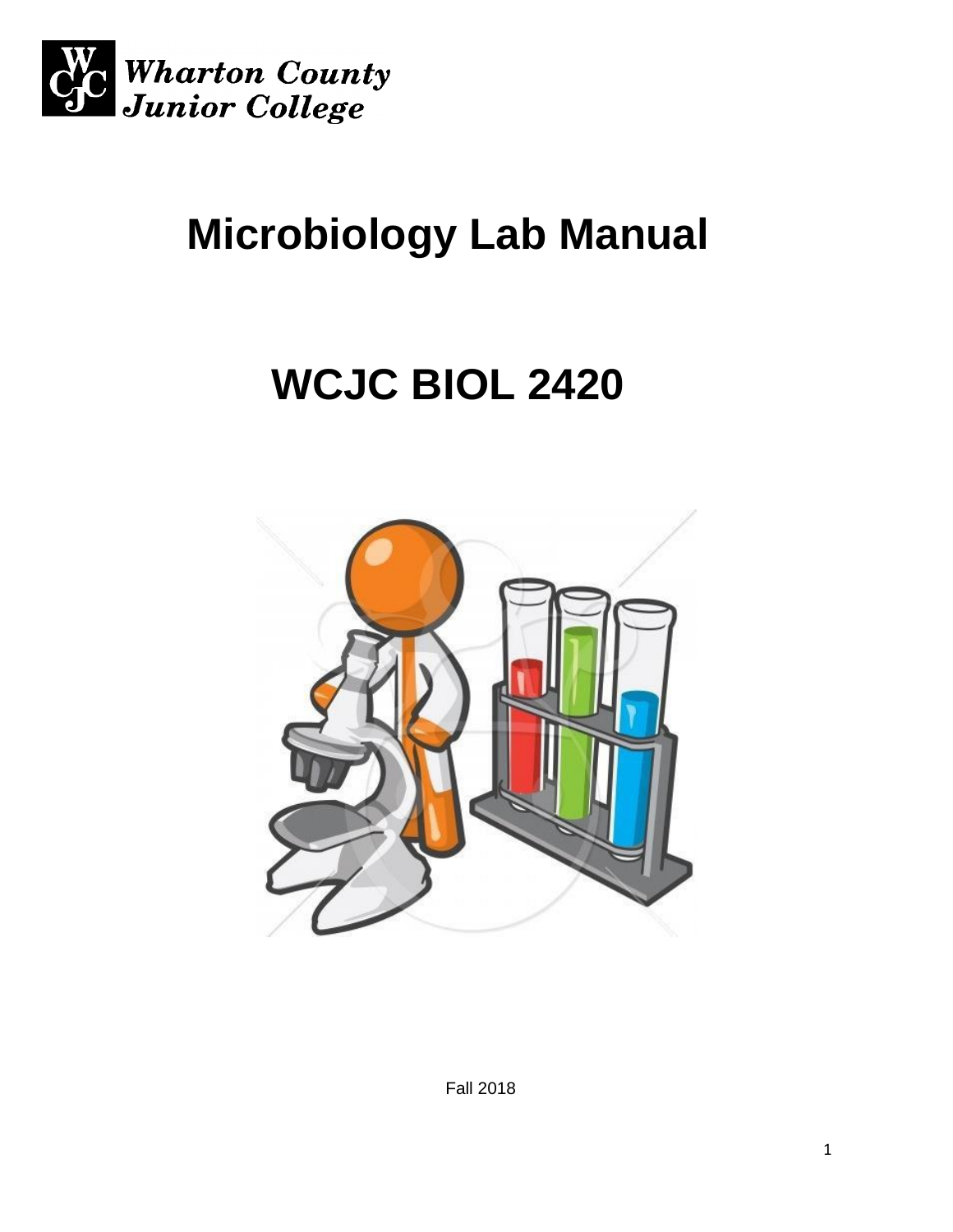Wharton County Junior College

# Microbiology Lab Manual

# WCJC BIOL 2420

Fall 2018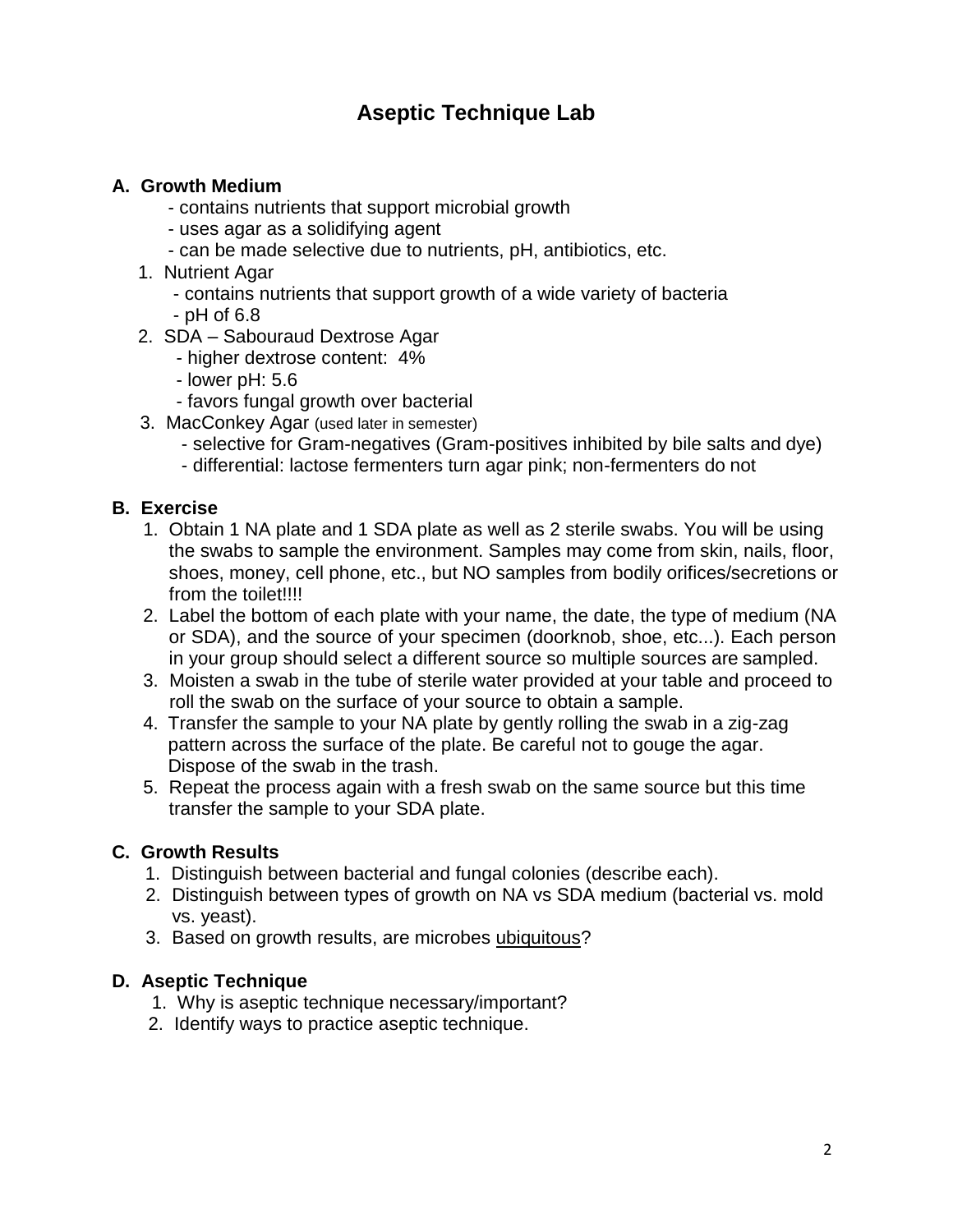# Aseptic Technique Lab

## A. Growth Medium

- contains nutrients that support microbial growth
- uses agar as a solidifying agent
- can be made selective due to nutrients, pH, antibiotics, etc.

1. Nutrient Agar
   - contains nutrients that support growth of a wide variety of bacteria
   - pH of 6.8
2. SDA – Sabouraud Dextrose Agar
   - higher dextrose content: 4%
   - lower pH: 5.6
   - favors fungal growth over bacterial
3. MacConkey Agar (used later in semester)
   - selective for Gram-negatives (Gram-positives inhibited by bile salts and dye)
   - differential: lactose fermenters turn agar pink; non-fermenters do not

## B. Exercise

1. Obtain 1 NA plate and 1 SDA plate as well as 2 sterile swabs. You will be using the swabs to sample the environment. Samples may come from skin, nails, floor, shoes, money, cell phone, etc., but NO samples from bodily orifices/secretions or from the toilet!!!!
2. Label the bottom of each plate with your name, the date, the type of medium (NA or SDA), and the source of your specimen (doorknob, shoe, etc...). Each person in your group should select a different source so multiple sources are sampled.
3. Moisten a swab in the tube of sterile water provided at your table and proceed to roll the swab on the surface of your source to obtain a sample.
4. Transfer the sample to your NA plate by gently rolling the swab in a zig-zag pattern across the surface of the plate. Be careful not to gouge the agar. Dispose of the swab in the trash.
5. Repeat the process again with a fresh swab on the same source but this time transfer the sample to your SDA plate.

## C. Growth Results

1. Distinguish between bacterial and fungal colonies (describe each).
2. Distinguish between types of growth on NA vs SDA medium (bacterial vs. mold vs. yeast).
3. Based on growth results, are microbes <u>ubiquitous</u>?

## D. Aseptic Technique

1. Why is aseptic technique necessary/important?
2. Identify ways to practice aseptic technique.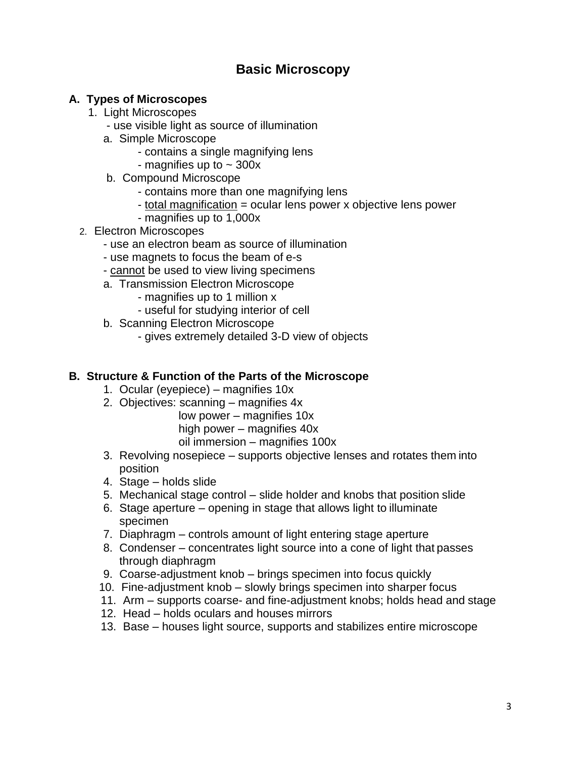# Basic Microscopy

## A. Types of Microscopes

1. Light Microscopes
   - use visible light as source of illumination

   a. Simple Microscope
      - contains a single magnifying lens
      - magnifies up to ~ 300x

   b. Compound Microscope
      - contains more than one magnifying lens
      - <u>total magnification</u> = ocular lens power x objective lens power
      - magnifies up to 1,000x

2. Electron Microscopes
   - use an electron beam as source of illumination
   - use magnets to focus the beam of e-s
   - <u>cannot</u> be used to view living specimens

   a. Transmission Electron Microscope
      - magnifies up to 1 million x
      - useful for studying interior of cell

   b. Scanning Electron Microscope
      - gives extremely detailed 3-D view of objects

## B. Structure & Function of the Parts of the Microscope

1. Ocular (eyepiece) – magnifies 10x
2. Objectives: scanning – magnifies 4x
   low power – magnifies 10x
   high power – magnifies 40x
   oil immersion – magnifies 100x
3. Revolving nosepiece – supports objective lenses and rotates them into position
4. Stage – holds slide
5. Mechanical stage control – slide holder and knobs that position slide
6. Stage aperture – opening in stage that allows light to illuminate specimen
7. Diaphragm – controls amount of light entering stage aperture
8. Condenser – concentrates light source into a cone of light that passes through diaphragm
9. Coarse-adjustment knob – brings specimen into focus quickly
10. Fine-adjustment knob – slowly brings specimen into sharper focus
11. Arm – supports coarse- and fine-adjustment knobs; holds head and stage
12. Head – holds oculars and houses mirrors
13. Base – houses light source, supports and stabilizes entire microscope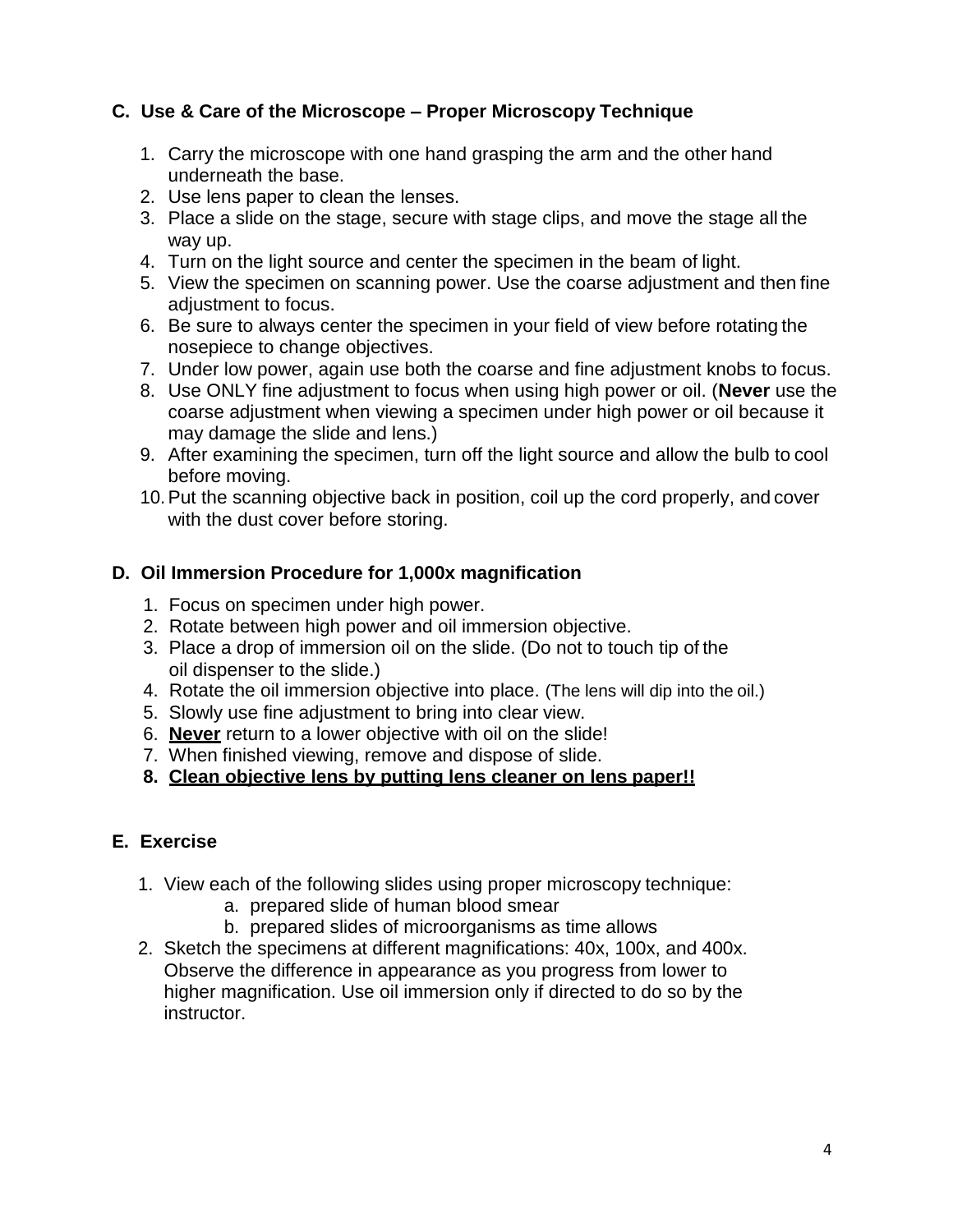### C. Use & Care of the Microscope – Proper Microscopy Technique

1. Carry the microscope with one hand grasping the arm and the other hand underneath the base.
2. Use lens paper to clean the lenses.
3. Place a slide on the stage, secure with stage clips, and move the stage all the way up.
4. Turn on the light source and center the specimen in the beam of light.
5. View the specimen on scanning power. Use the coarse adjustment and then fine adjustment to focus.
6. Be sure to always center the specimen in your field of view before rotating the nosepiece to change objectives.
7. Under low power, again use both the coarse and fine adjustment knobs to focus.
8. Use ONLY fine adjustment to focus when using high power or oil. (**Never** use the coarse adjustment when viewing a specimen under high power or oil because it may damage the slide and lens.)
9. After examining the specimen, turn off the light source and allow the bulb to cool before moving.
10. Put the scanning objective back in position, coil up the cord properly, and cover with the dust cover before storing.

### D. Oil Immersion Procedure for 1,000x magnification

1. Focus on specimen under high power.
2. Rotate between high power and oil immersion objective.
3. Place a drop of immersion oil on the slide. (Do not to touch tip of the oil dispenser to the slide.)
4. Rotate the oil immersion objective into place. (The lens will dip into the oil.)
5. Slowly use fine adjustment to bring into clear view.
6. **Never** return to a lower objective with oil on the slide!
7. When finished viewing, remove and dispose of slide.
8. **Clean objective lens by putting lens cleaner on lens paper!!**

### E. Exercise

1. View each of the following slides using proper microscopy technique:
   a. prepared slide of human blood smear
   b. prepared slides of microorganisms as time allows
2. Sketch the specimens at different magnifications: 40x, 100x, and 400x. Observe the difference in appearance as you progress from lower to higher magnification. Use oil immersion only if directed to do so by the instructor.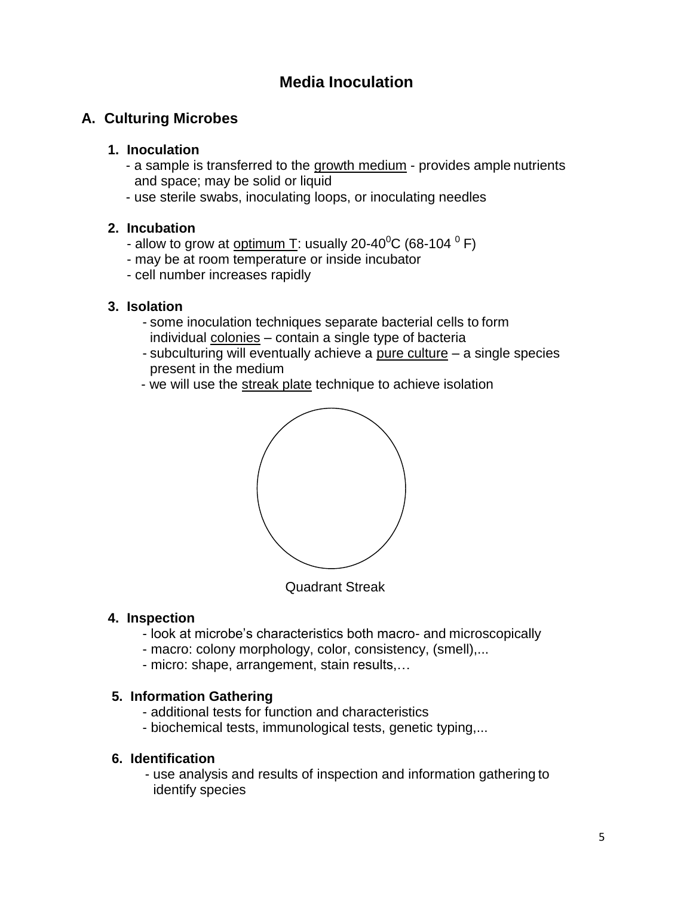# Media Inoculation

## A. Culturing Microbes

### 1. Inoculation

- a sample is transferred to the <u>growth medium</u> - provides ample nutrients and space; may be solid or liquid
- use sterile swabs, inoculating loops, or inoculating needles

### 2. Incubation

- allow to grow at <u>optimum T</u>: usually 20-40$^0$C (68-104 $^0$ F)
- may be at room temperature or inside incubator
- cell number increases rapidly

### 3. Isolation

- some inoculation techniques separate bacterial cells to form individual <u>colonies</u> – contain a single type of bacteria
- subculturing will eventually achieve a <u>pure culture</u> – a single species present in the medium
- we will use the <u>streak plate</u> technique to achieve isolation

Quadrant Streak

### 4. Inspection

- look at microbe's characteristics both macro- and microscopically
- macro: colony morphology, color, consistency, (smell),...
- micro: shape, arrangement, stain results,…

### 5. Information Gathering

- additional tests for function and characteristics
- biochemical tests, immunological tests, genetic typing,...

### 6. Identification

- use analysis and results of inspection and information gathering to identify species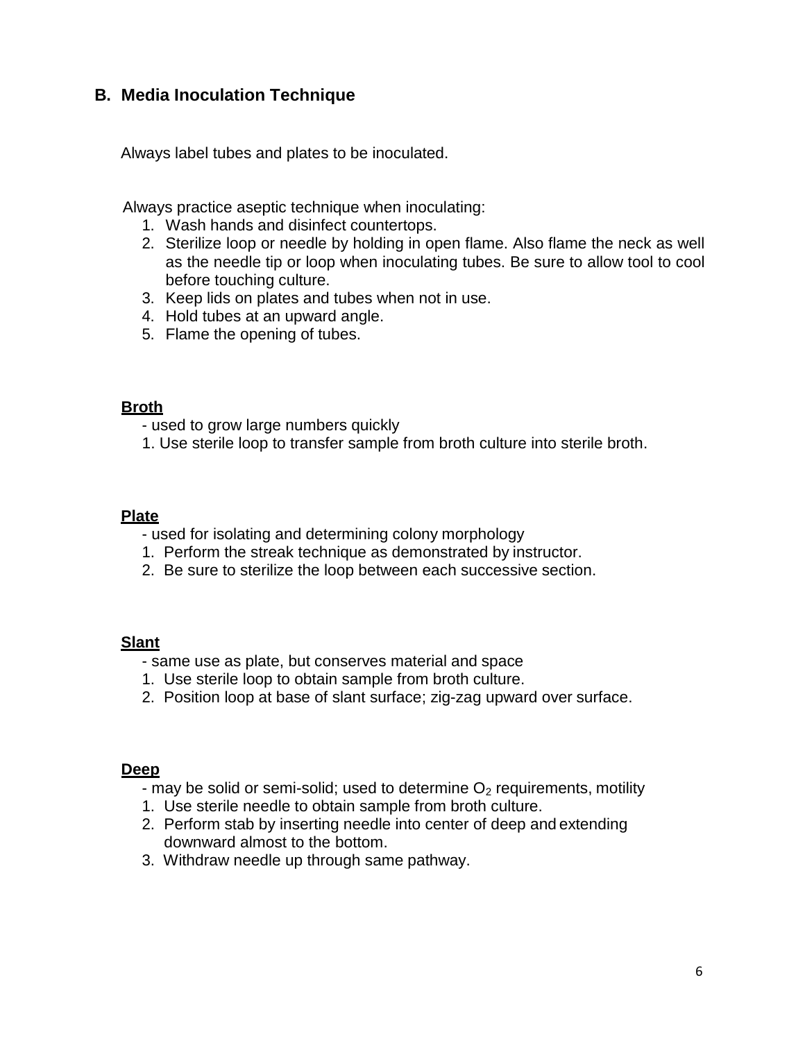## B. Media Inoculation Technique

Always label tubes and plates to be inoculated.

Always practice aseptic technique when inoculating:

1. Wash hands and disinfect countertops.
2. Sterilize loop or needle by holding in open flame. Also flame the neck as well as the needle tip or loop when inoculating tubes. Be sure to allow tool to cool before touching culture.
3. Keep lids on plates and tubes when not in use.
4. Hold tubes at an upward angle.
5. Flame the opening of tubes.

**Broth**

- used to grow large numbers quickly

1. Use sterile loop to transfer sample from broth culture into sterile broth.

**Plate**

- used for isolating and determining colony morphology

1. Perform the streak technique as demonstrated by instructor.
2. Be sure to sterilize the loop between each successive section.

**Slant**

- same use as plate, but conserves material and space

1. Use sterile loop to obtain sample from broth culture.
2. Position loop at base of slant surface; zig-zag upward over surface.

**Deep**

- may be solid or semi-solid; used to determine $O_2$ requirements, motility

1. Use sterile needle to obtain sample from broth culture.
2. Perform stab by inserting needle into center of deep and extending downward almost to the bottom.
3. Withdraw needle up through same pathway.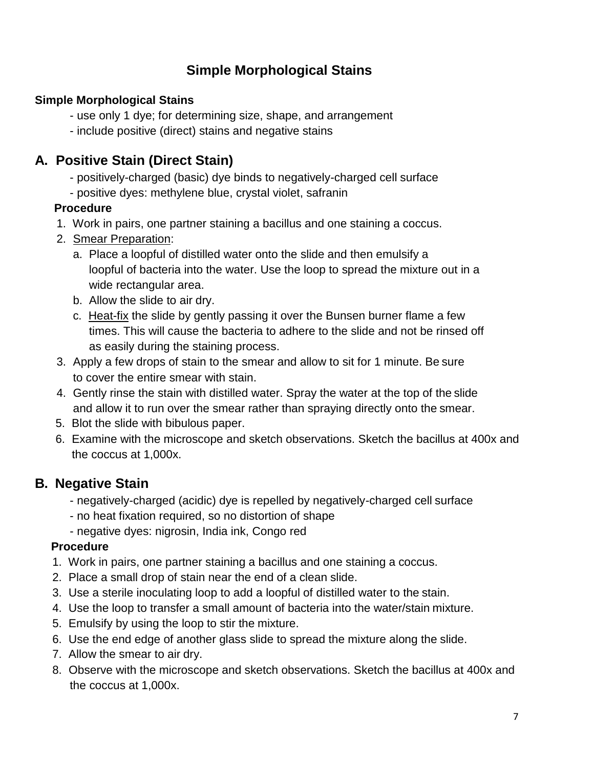# Simple Morphological Stains

**Simple Morphological Stains**

- use only 1 dye; for determining size, shape, and arrangement
- include positive (direct) stains and negative stains

## A. Positive Stain (Direct Stain)

- positively-charged (basic) dye binds to negatively-charged cell surface
- positive dyes: methylene blue, crystal violet, safranin

**Procedure**

1. Work in pairs, one partner staining a bacillus and one staining a coccus.
2. Smear Preparation:
   a. Place a loopful of distilled water onto the slide and then emulsify a loopful of bacteria into the water. Use the loop to spread the mixture out in a wide rectangular area.
   b. Allow the slide to air dry.
   c. Heat-fix the slide by gently passing it over the Bunsen burner flame a few times. This will cause the bacteria to adhere to the slide and not be rinsed off as easily during the staining process.
3. Apply a few drops of stain to the smear and allow to sit for 1 minute. Be sure to cover the entire smear with stain.
4. Gently rinse the stain with distilled water. Spray the water at the top of the slide and allow it to run over the smear rather than spraying directly onto the smear.
5. Blot the slide with bibulous paper.
6. Examine with the microscope and sketch observations. Sketch the bacillus at 400x and the coccus at 1,000x.

## B. Negative Stain

- negatively-charged (acidic) dye is repelled by negatively-charged cell surface
- no heat fixation required, so no distortion of shape
- negative dyes: nigrosin, India ink, Congo red

**Procedure**

1. Work in pairs, one partner staining a bacillus and one staining a coccus.
2. Place a small drop of stain near the end of a clean slide.
3. Use a sterile inoculating loop to add a loopful of distilled water to the stain.
4. Use the loop to transfer a small amount of bacteria into the water/stain mixture.
5. Emulsify by using the loop to stir the mixture.
6. Use the end edge of another glass slide to spread the mixture along the slide.
7. Allow the smear to air dry.
8. Observe with the microscope and sketch observations. Sketch the bacillus at 400x and the coccus at 1,000x.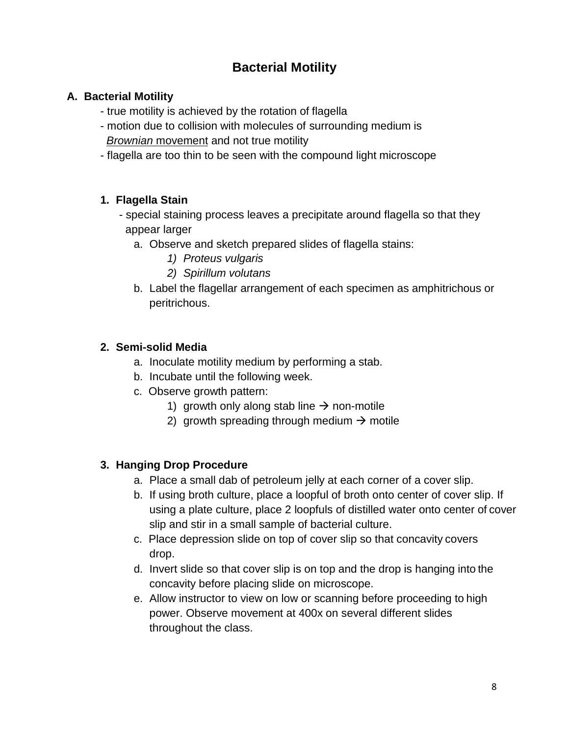# Bacterial Motility

## A. Bacterial Motility

- true motility is achieved by the rotation of flagella
- motion due to collision with molecules of surrounding medium is *Brownian* movement and not true motility
- flagella are too thin to be seen with the compound light microscope

### 1. Flagella Stain

- special staining process leaves a precipitate around flagella so that they appear larger

a. Observe and sketch prepared slides of flagella stains:
   1) *Proteus vulgaris*
   2) *Spirillum volutans*

b. Label the flagellar arrangement of each specimen as amphitrichous or peritrichous.

### 2. Semi-solid Media

a. Inoculate motility medium by performing a stab.

b. Incubate until the following week.

c. Observe growth pattern:
   1) growth only along stab line → non-motile
   2) growth spreading through medium → motile

### 3. Hanging Drop Procedure

a. Place a small dab of petroleum jelly at each corner of a cover slip.

b. If using broth culture, place a loopful of broth onto center of cover slip. If using a plate culture, place 2 loopfuls of distilled water onto center of cover slip and stir in a small sample of bacterial culture.

c. Place depression slide on top of cover slip so that concavity covers drop.

d. Invert slide so that cover slip is on top and the drop is hanging into the concavity before placing slide on microscope.

e. Allow instructor to view on low or scanning before proceeding to high power. Observe movement at 400x on several different slides throughout the class.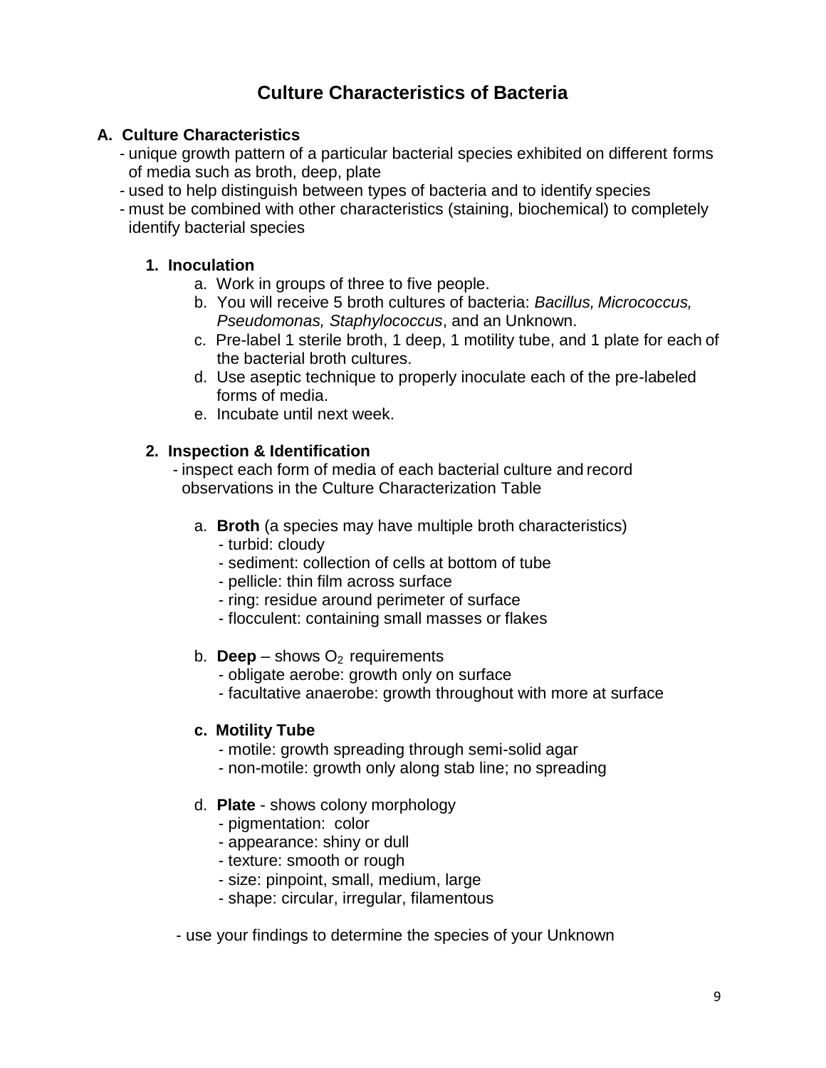# Culture Characteristics of Bacteria

## A. Culture Characteristics

- unique growth pattern of a particular bacterial species exhibited on different forms of media such as broth, deep, plate
- used to help distinguish between types of bacteria and to identify species
- must be combined with other characteristics (staining, biochemical) to completely identify bacterial species

### 1. Inoculation

a. Work in groups of three to five people.
b. You will receive 5 broth cultures of bacteria: *Bacillus, Micrococcus, Pseudomonas, Staphylococcus*, and an Unknown.
c. Pre-label 1 sterile broth, 1 deep, 1 motility tube, and 1 plate for each of the bacterial broth cultures.
d. Use aseptic technique to properly inoculate each of the pre-labeled forms of media.
e. Incubate until next week.

### 2. Inspection & Identification

- inspect each form of media of each bacterial culture and record observations in the Culture Characterization Table

a. **Broth** (a species may have multiple broth characteristics)
   - turbid: cloudy
   - sediment: collection of cells at bottom of tube
   - pellicle: thin film across surface
   - ring: residue around perimeter of surface
   - flocculent: containing small masses or flakes

b. **Deep** – shows $O_2$ requirements
   - obligate aerobe: growth only on surface
   - facultative anaerobe: growth throughout with more at surface

c. **Motility Tube**
   - motile: growth spreading through semi-solid agar
   - non-motile: growth only along stab line; no spreading

d. **Plate** - shows colony morphology
   - pigmentation: color
   - appearance: shiny or dull
   - texture: smooth or rough
   - size: pinpoint, small, medium, large
   - shape: circular, irregular, filamentous

- use your findings to determine the species of your Unknown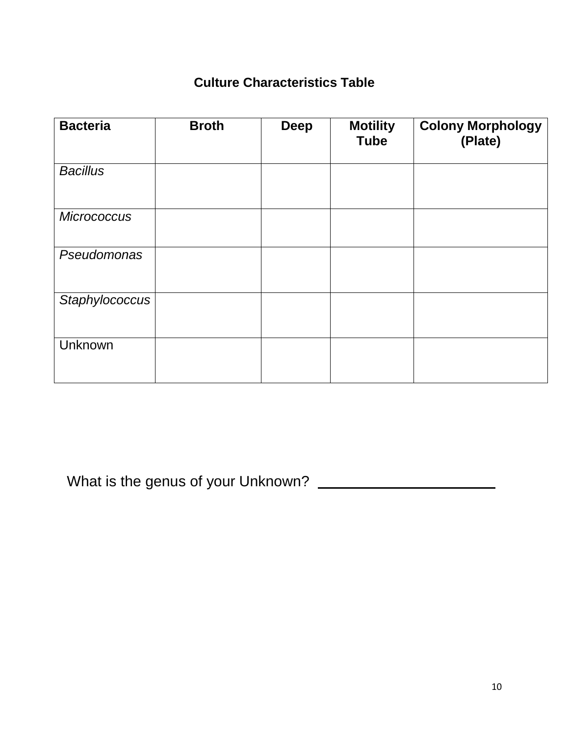## Culture Characteristics Table

| Bacteria | Broth | Deep | Motility Tube | Colony Morphology (Plate) |
|---|---|---|---|---|
| *Bacillus* | | | | |
| *Micrococcus* | | | | |
| *Pseudomonas* | | | | |
| *Staphylococcus* | | | | |
| Unknown | | | | |

What is the genus of your Unknown? ______________________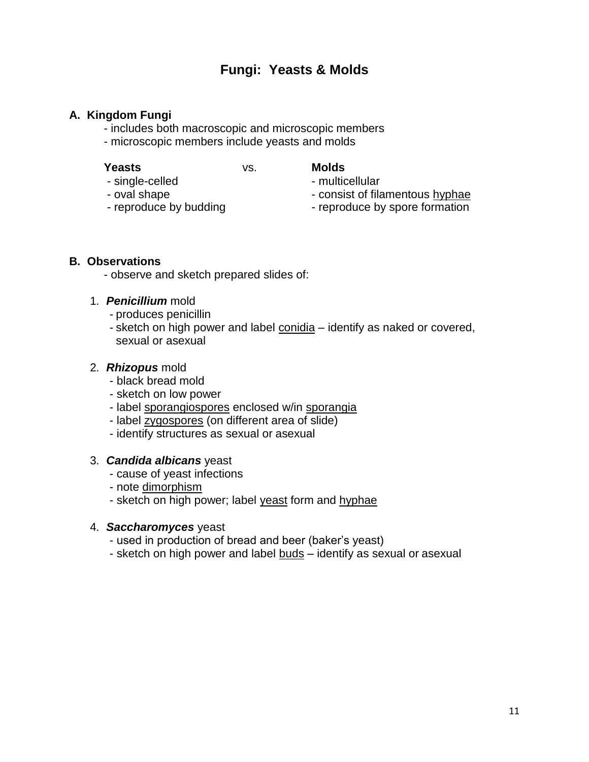# Fungi: Yeasts & Molds

**A. Kingdom Fungi**

- includes both macroscopic and microscopic members
- microscopic members include yeasts and molds

| **Yeasts** | vs. | **Molds** |
| --- | --- | --- |
| - single-celled | | - multicellular |
| - oval shape | | - consist of filamentous <u>hyphae</u> |
| - reproduce by budding | | - reproduce by spore formation |

**B. Observations**

- observe and sketch prepared slides of:

1. ***Penicillium*** mold
   - produces penicillin
   - sketch on high power and label <u>conidia</u> – identify as naked or covered, sexual or asexual

2. ***Rhizopus*** mold
   - black bread mold
   - sketch on low power
   - label <u>sporangiospores</u> enclosed w/in <u>sporangia</u>
   - label <u>zygospores</u> (on different area of slide)
   - identify structures as sexual or asexual

3. ***Candida albicans*** yeast
   - cause of yeast infections
   - note <u>dimorphism</u>
   - sketch on high power; label <u>yeast</u> form and <u>hyphae</u>

4. ***Saccharomyces*** yeast
   - used in production of bread and beer (baker's yeast)
   - sketch on high power and label <u>buds</u> – identify as sexual or asexual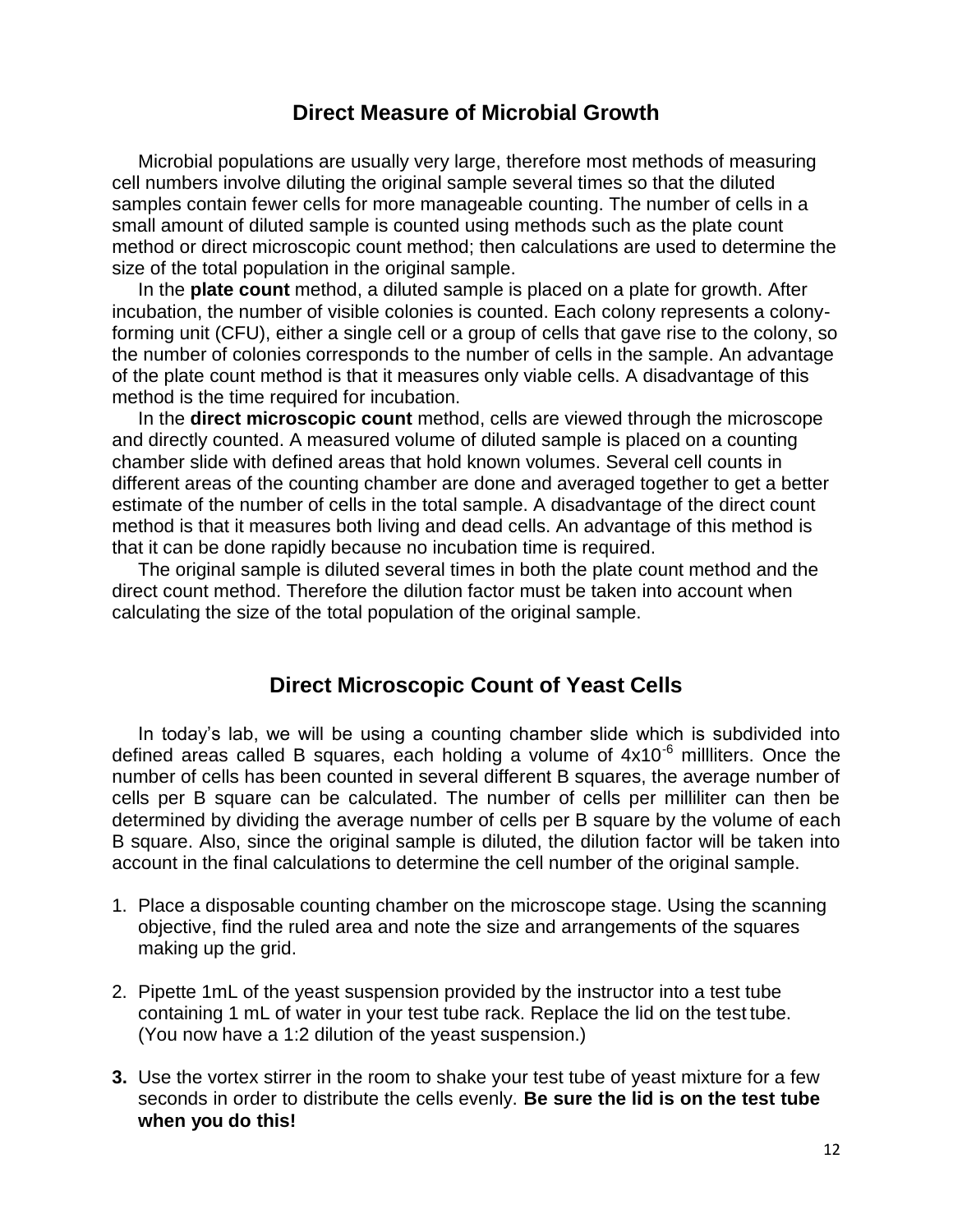## Direct Measure of Microbial Growth

Microbial populations are usually very large, therefore most methods of measuring cell numbers involve diluting the original sample several times so that the diluted samples contain fewer cells for more manageable counting. The number of cells in a small amount of diluted sample is counted using methods such as the plate count method or direct microscopic count method; then calculations are used to determine the size of the total population in the original sample.

In the **plate count** method, a diluted sample is placed on a plate for growth. After incubation, the number of visible colonies is counted. Each colony represents a colony-forming unit (CFU), either a single cell or a group of cells that gave rise to the colony, so the number of colonies corresponds to the number of cells in the sample. An advantage of the plate count method is that it measures only viable cells. A disadvantage of this method is the time required for incubation.

In the **direct microscopic count** method, cells are viewed through the microscope and directly counted. A measured volume of diluted sample is placed on a counting chamber slide with defined areas that hold known volumes. Several cell counts in different areas of the counting chamber are done and averaged together to get a better estimate of the number of cells in the total sample. A disadvantage of the direct count method is that it measures both living and dead cells. An advantage of this method is that it can be done rapidly because no incubation time is required.

The original sample is diluted several times in both the plate count method and the direct count method. Therefore the dilution factor must be taken into account when calculating the size of the total population of the original sample.

## Direct Microscopic Count of Yeast Cells

In today's lab, we will be using a counting chamber slide which is subdivided into defined areas called B squares, each holding a volume of $4 \times 10^{-6}$ millliters. Once the number of cells has been counted in several different B squares, the average number of cells per B square can be calculated. The number of cells per milliliter can then be determined by dividing the average number of cells per B square by the volume of each B square. Also, since the original sample is diluted, the dilution factor will be taken into account in the final calculations to determine the cell number of the original sample.

1. Place a disposable counting chamber on the microscope stage. Using the scanning objective, find the ruled area and note the size and arrangements of the squares making up the grid.

2. Pipette 1mL of the yeast suspension provided by the instructor into a test tube containing 1 mL of water in your test tube rack. Replace the lid on the test tube. (You now have a 1:2 dilution of the yeast suspension.)

3. Use the vortex stirrer in the room to shake your test tube of yeast mixture for a few seconds in order to distribute the cells evenly. **Be sure the lid is on the test tube when you do this!**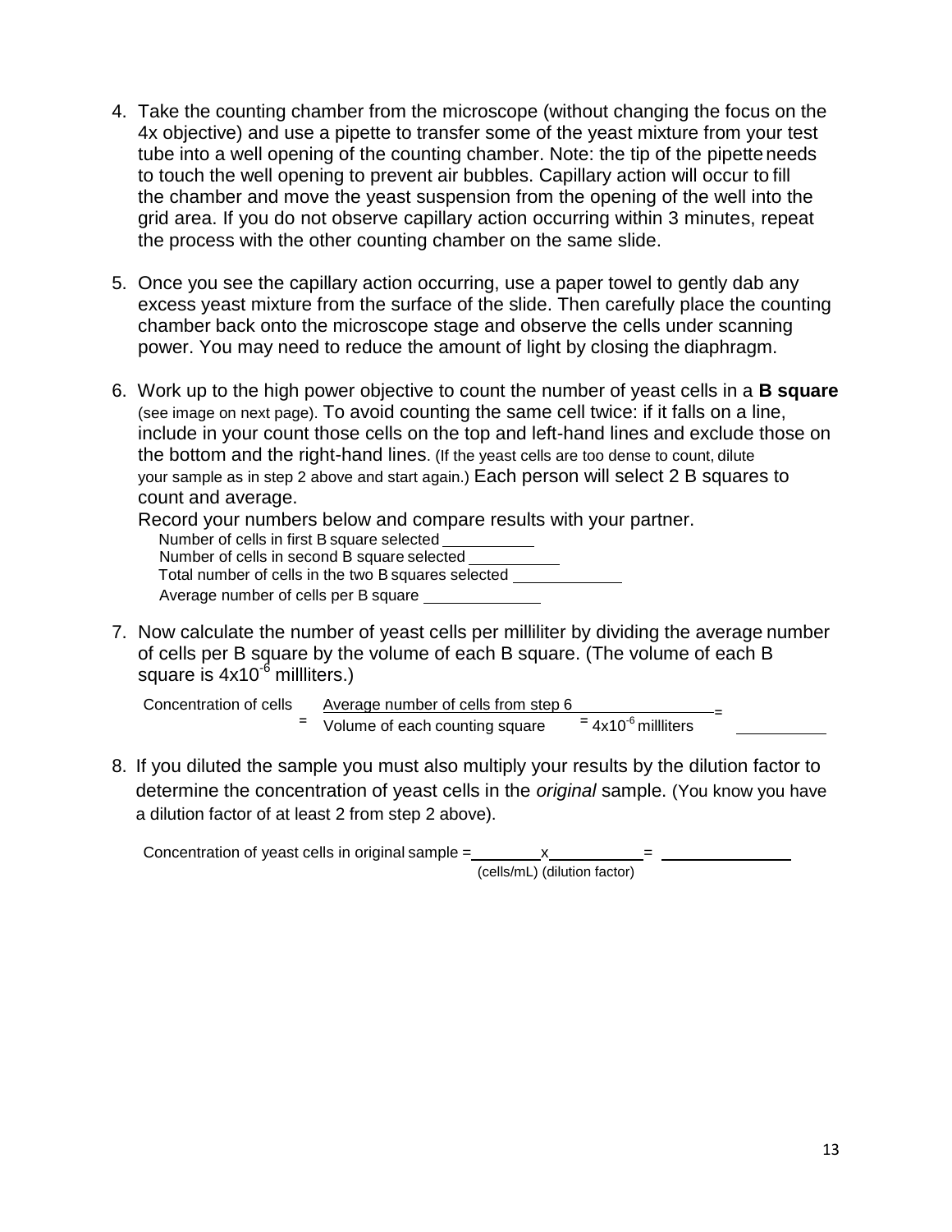4. Take the counting chamber from the microscope (without changing the focus on the 4x objective) and use a pipette to transfer some of the yeast mixture from your test tube into a well opening of the counting chamber. Note: the tip of the pipette needs to touch the well opening to prevent air bubbles. Capillary action will occur to fill the chamber and move the yeast suspension from the opening of the well into the grid area. If you do not observe capillary action occurring within 3 minutes, repeat the process with the other counting chamber on the same slide.

5. Once you see the capillary action occurring, use a paper towel to gently dab any excess yeast mixture from the surface of the slide. Then carefully place the counting chamber back onto the microscope stage and observe the cells under scanning power. You may need to reduce the amount of light by closing the diaphragm.

6. Work up to the high power objective to count the number of yeast cells in a **B square** (see image on next page). To avoid counting the same cell twice: if it falls on a line, include in your count those cells on the top and left-hand lines and exclude those on the bottom and the right-hand lines. (If the yeast cells are too dense to count, dilute your sample as in step 2 above and start again.) Each person will select 2 B squares to count and average.

   Record your numbers below and compare results with your partner.

   Number of cells in first B square selected ___________

   Number of cells in second B square selected ___________

   Total number of cells in the two B squares selected _____________

   Average number of cells per B square ______________

7. Now calculate the number of yeast cells per milliliter by dividing the average number of cells per B square by the volume of each B square. (The volume of each B square is $4x10^{-6}$ millliters.)

   Concentration of cells = $\dfrac{\text{Average number of cells from step 6}}{\text{Volume of each counting square} = 4x10^{-6}\text{ millliters}}$ = ___________

8. If you diluted the sample you must also multiply your results by the dilution factor to determine the concentration of yeast cells in the *original* sample. (You know you have a dilution factor of at least 2 from step 2 above).

   Concentration of yeast cells in original sample = ________ x ___________ = ________________

   (cells/mL) (dilution factor)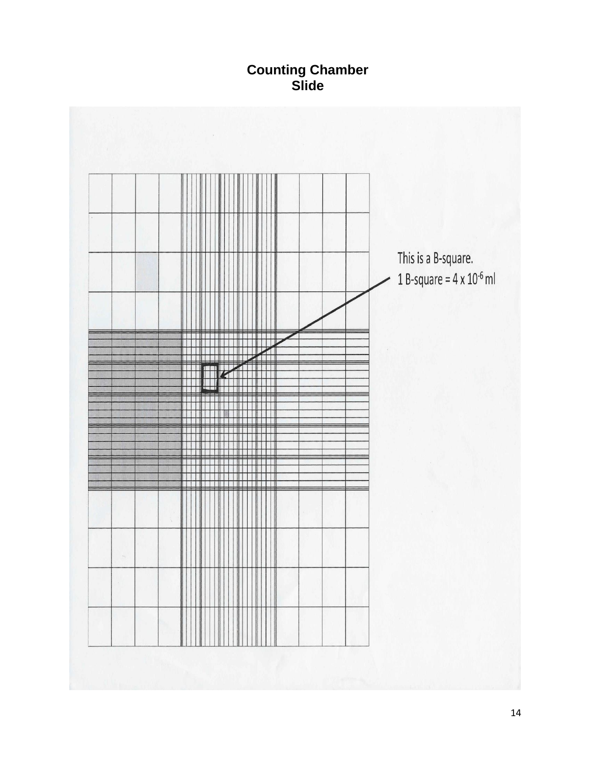# Counting Chamber Slide

This is a B-square.

1 B-square = $4 \times 10^{-6}$ ml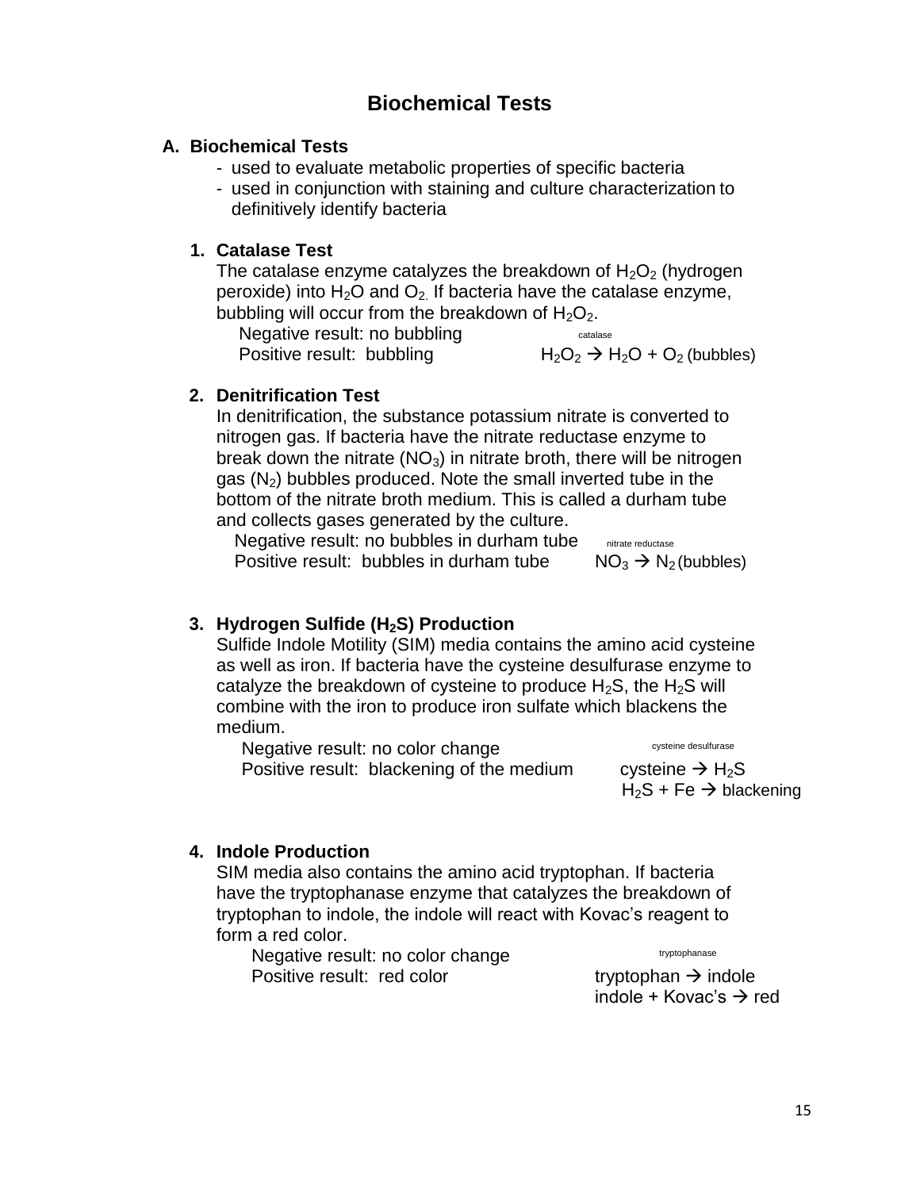# Biochemical Tests

## A. Biochemical Tests

- used to evaluate metabolic properties of specific bacteria
- used in conjunction with staining and culture characterization to definitively identify bacteria

### 1. Catalase Test

The catalase enzyme catalyzes the breakdown of $H_2O_2$ (hydrogen peroxide) into $H_2O$ and $O_2$. If bacteria have the catalase enzyme, bubbling will occur from the breakdown of $H_2O_2$.

Negative result: no bubbling

Positive result: bubbling

$$H_2O_2 \xrightarrow{\text{catalase}} H_2O + O_2 \text{ (bubbles)}$$

### 2. Denitrification Test

In denitrification, the substance potassium nitrate is converted to nitrogen gas. If bacteria have the nitrate reductase enzyme to break down the nitrate ($NO_3$) in nitrate broth, there will be nitrogen gas ($N_2$) bubbles produced. Note the small inverted tube in the bottom of the nitrate broth medium. This is called a durham tube and collects gases generated by the culture.

Negative result: no bubbles in durham tube

Positive result: bubbles in durham tube

$$NO_3 \xrightarrow{\text{nitrate reductase}} N_2 \text{ (bubbles)}$$

### 3. Hydrogen Sulfide ($H_2S$) Production

Sulfide Indole Motility (SIM) media contains the amino acid cysteine as well as iron. If bacteria have the cysteine desulfurase enzyme to catalyze the breakdown of cysteine to produce $H_2S$, the $H_2S$ will combine with the iron to produce iron sulfate which blackens the medium.

Negative result: no color change

Positive result: blackening of the medium

$$\text{cysteine} \xrightarrow{\text{cysteine desulfurase}} H_2S$$

$$H_2S + Fe \rightarrow \text{blackening}$$

### 4. Indole Production

SIM media also contains the amino acid tryptophan. If bacteria have the tryptophanase enzyme that catalyzes the breakdown of tryptophan to indole, the indole will react with Kovac's reagent to form a red color.

Negative result: no color change

Positive result: red color

$$\text{tryptophan} \xrightarrow{\text{tryptophanase}} \text{indole}$$

$$\text{indole} + \text{Kovac's} \rightarrow \text{red}$$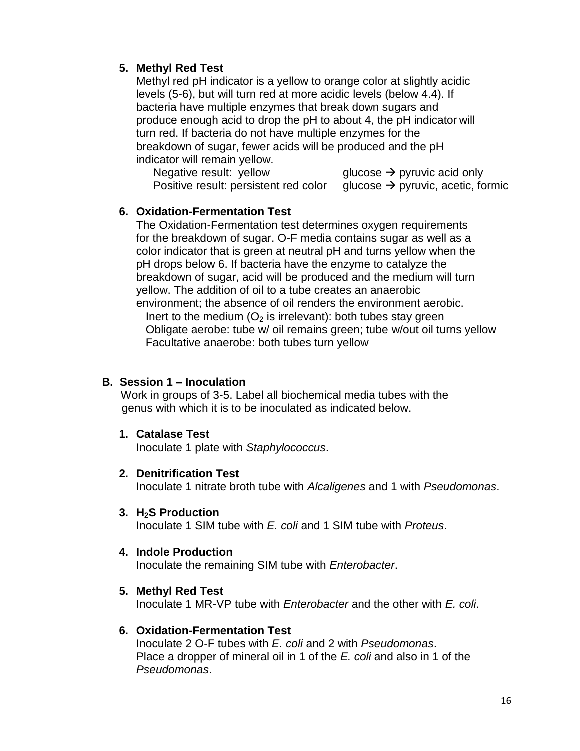**5. Methyl Red Test**

Methyl red pH indicator is a yellow to orange color at slightly acidic levels (5-6), but will turn red at more acidic levels (below 4.4). If bacteria have multiple enzymes that break down sugars and produce enough acid to drop the pH to about 4, the pH indicator will turn red. If bacteria do not have multiple enzymes for the breakdown of sugar, fewer acids will be produced and the pH indicator will remain yellow.

Negative result: yellow glucose → pyruvic acid only
Positive result: persistent red color glucose → pyruvic, acetic, formic

**6. Oxidation-Fermentation Test**

The Oxidation-Fermentation test determines oxygen requirements for the breakdown of sugar. O-F media contains sugar as well as a color indicator that is green at neutral pH and turns yellow when the pH drops below 6. If bacteria have the enzyme to catalyze the breakdown of sugar, acid will be produced and the medium will turn yellow. The addition of oil to a tube creates an anaerobic environment; the absence of oil renders the environment aerobic.

Inert to the medium ($O_2$ is irrelevant): both tubes stay green
Obligate aerobe: tube w/ oil remains green; tube w/out oil turns yellow
Facultative anaerobe: both tubes turn yellow

## B. Session 1 – Inoculation

Work in groups of 3-5. Label all biochemical media tubes with the genus with which it is to be inoculated as indicated below.

**1. Catalase Test**

Inoculate 1 plate with *Staphylococcus*.

**2. Denitrification Test**

Inoculate 1 nitrate broth tube with *Alcaligenes* and 1 with *Pseudomonas*.

**3. $H_2S$ Production**

Inoculate 1 SIM tube with *E. coli* and 1 SIM tube with *Proteus*.

**4. Indole Production**

Inoculate the remaining SIM tube with *Enterobacter*.

**5. Methyl Red Test**

Inoculate 1 MR-VP tube with *Enterobacter* and the other with *E. coli*.

**6. Oxidation-Fermentation Test**

Inoculate 2 O-F tubes with *E. coli* and 2 with *Pseudomonas*. Place a dropper of mineral oil in 1 of the *E. coli* and also in 1 of the *Pseudomonas*.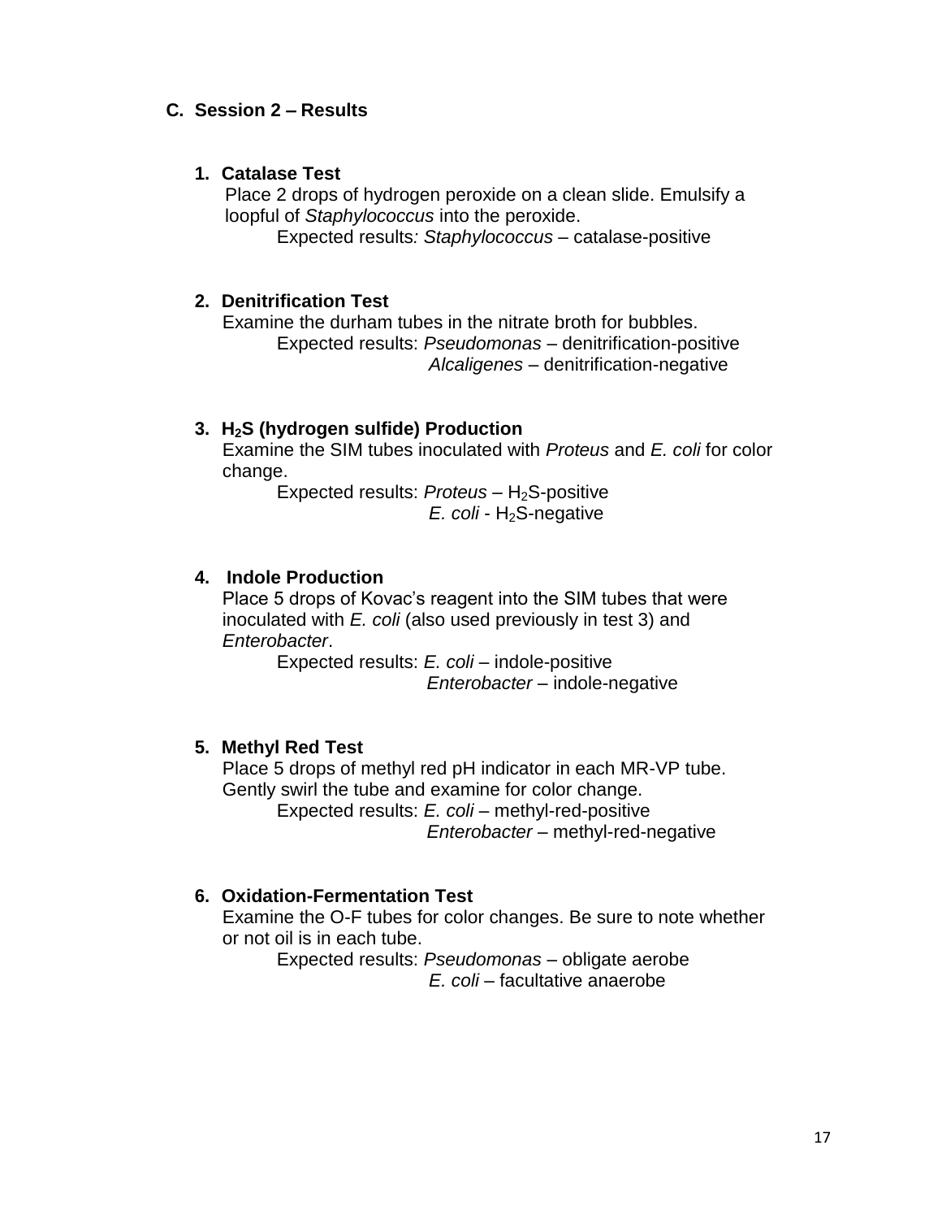### C. Session 2 – Results

1. **Catalase Test**

   Place 2 drops of hydrogen peroxide on a clean slide. Emulsify a loopful of *Staphylococcus* into the peroxide.

   Expected results*:* *Staphylococcus* – catalase-positive

2. **Denitrification Test**

   Examine the durham tubes in the nitrate broth for bubbles.

   Expected results: *Pseudomonas* – denitrification-positive
   *Alcaligenes* – denitrification-negative

3. **$H_2S$ (hydrogen sulfide) Production**

   Examine the SIM tubes inoculated with *Proteus* and *E. coli* for color change.

   Expected results: *Proteus* – $H_2S$-positive
   *E. coli* - $H_2S$-negative

4. **Indole Production**

   Place 5 drops of Kovac's reagent into the SIM tubes that were inoculated with *E. coli* (also used previously in test 3) and *Enterobacter*.

   Expected results: *E. coli* – indole-positive
   *Enterobacter* – indole-negative

5. **Methyl Red Test**

   Place 5 drops of methyl red pH indicator in each MR-VP tube. Gently swirl the tube and examine for color change.

   Expected results: *E. coli* – methyl-red-positive
   *Enterobacter* – methyl-red-negative

6. **Oxidation-Fermentation Test**

   Examine the O-F tubes for color changes. Be sure to note whether or not oil is in each tube.

   Expected results: *Pseudomonas* – obligate aerobe
   *E. coli* – facultative anaerobe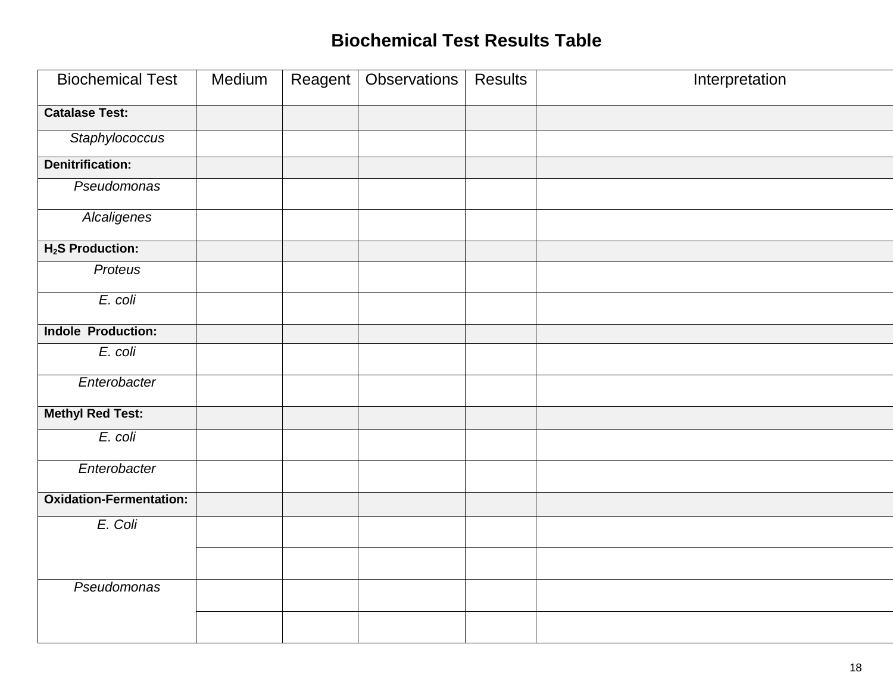# Biochemical Test Results Table

| Biochemical Test | Medium | Reagent | Observations | Results | Interpretation |
|---|---|---|---|---|---|
| **Catalase Test:** | | | | | |
| *Staphylococcus* | | | | | |
| **Denitrification:** | | | | | |
| *Pseudomonas* | | | | | |
| *Alcaligenes* | | | | | |
| **$H_2S$ Production:** | | | | | |
| *Proteus* | | | | | |
| *E. coli* | | | | | |
| **Indole Production:** | | | | | |
| *E. coli* | | | | | |
| *Enterobacter* | | | | | |
| **Methyl Red Test:** | | | | | |
| *E. coli* | | | | | |
| *Enterobacter* | | | | | |
| **Oxidation-Fermentation:** | | | | | |
| *E. Coli* | | | | | |
| | | | | | |
| *Pseudomonas* | | | | | |
| | | | | | |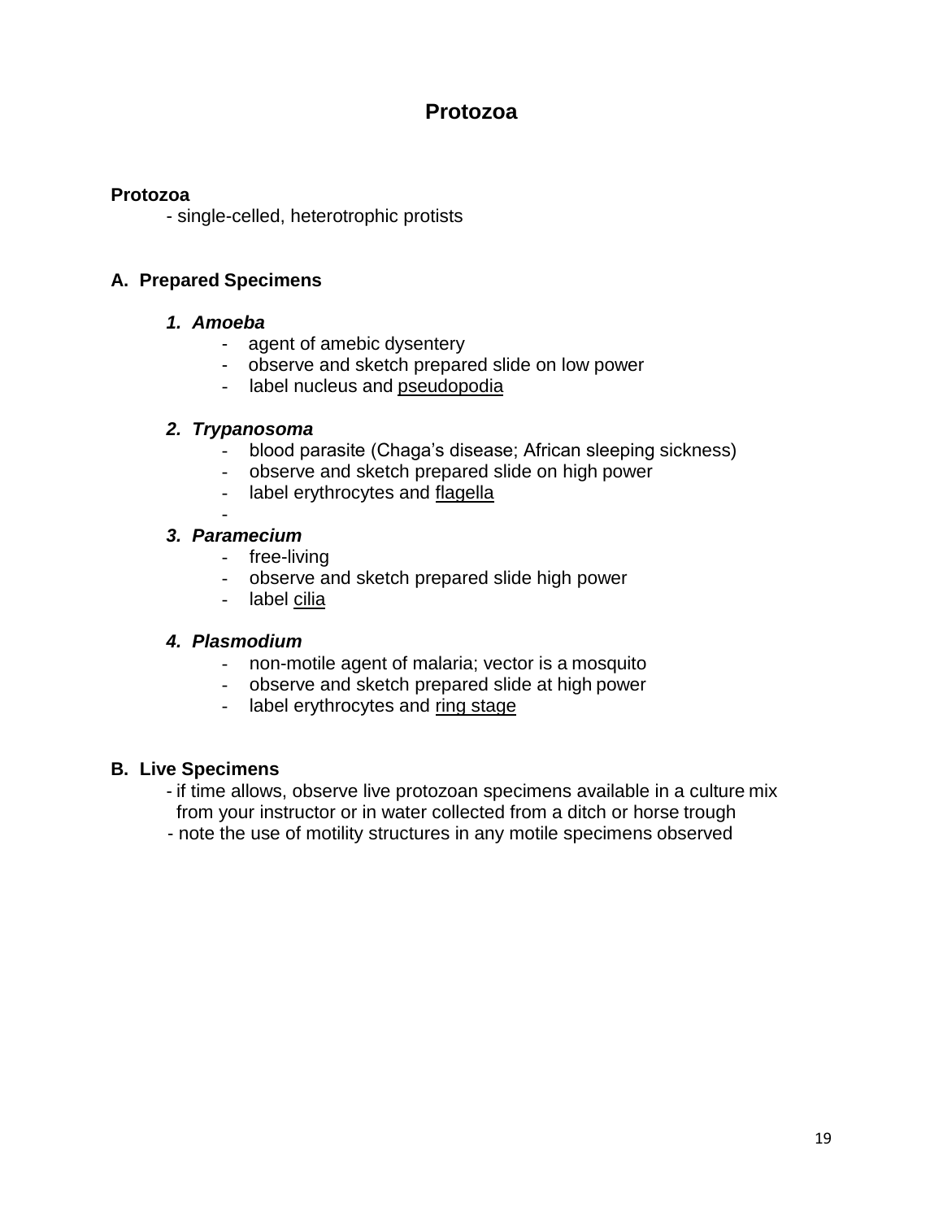# Protozoa

**Protozoa**

- single-celled, heterotrophic protists

## A. Prepared Specimens

### *1. Amoeba*

- agent of amebic dysentery
- observe and sketch prepared slide on low power
- label nucleus and <u>pseudopodia</u>

### *2. Trypanosoma*

- blood parasite (Chaga's disease; African sleeping sickness)
- observe and sketch prepared slide on high power
- label erythrocytes and <u>flagella</u>
-

### *3. Paramecium*

- free-living
- observe and sketch prepared slide high power
- label <u>cilia</u>

### *4. Plasmodium*

- non-motile agent of malaria; vector is a mosquito
- observe and sketch prepared slide at high power
- label erythrocytes and <u>ring stage</u>

## B. Live Specimens

- if time allows, observe live protozoan specimens available in a culture mix from your instructor or in water collected from a ditch or horse trough
- note the use of motility structures in any motile specimens observed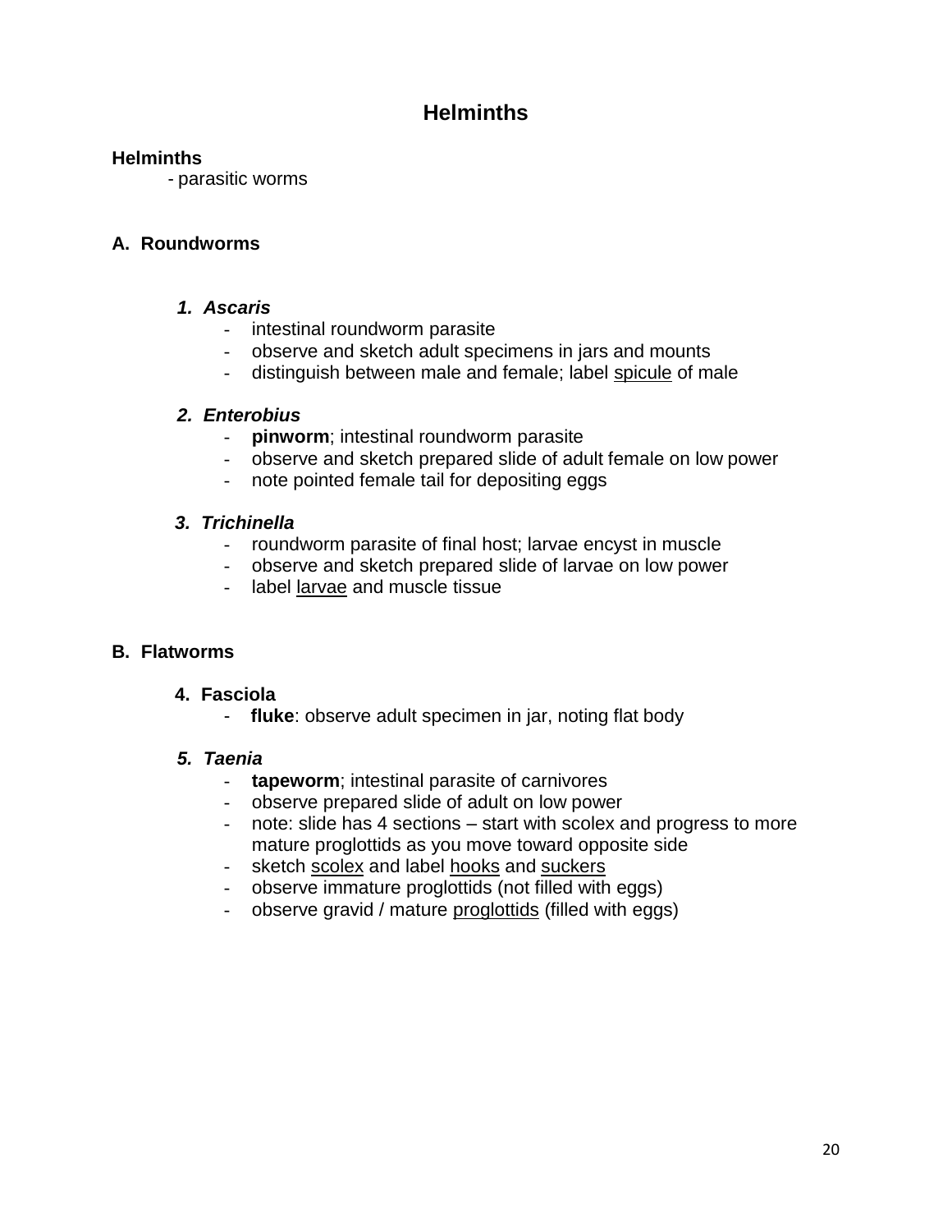# Helminths

**Helminths**

- parasitic worms

## A. Roundworms

### *1. Ascaris*

- intestinal roundworm parasite
- observe and sketch adult specimens in jars and mounts
- distinguish between male and female; label <u>spicule</u> of male

### *2. Enterobius*

- **pinworm**; intestinal roundworm parasite
- observe and sketch prepared slide of adult female on low power
- note pointed female tail for depositing eggs

### *3. Trichinella*

- roundworm parasite of final host; larvae encyst in muscle
- observe and sketch prepared slide of larvae on low power
- label <u>larvae</u> and muscle tissue

## B. Flatworms

### 4. Fasciola

- **fluke**: observe adult specimen in jar, noting flat body

### *5. Taenia*

- **tapeworm**; intestinal parasite of carnivores
- observe prepared slide of adult on low power
- note: slide has 4 sections – start with scolex and progress to more mature proglottids as you move toward opposite side
- sketch <u>scolex</u> and label <u>hooks</u> and <u>suckers</u>
- observe immature proglottids (not filled with eggs)
- observe gravid / mature <u>proglottids</u> (filled with eggs)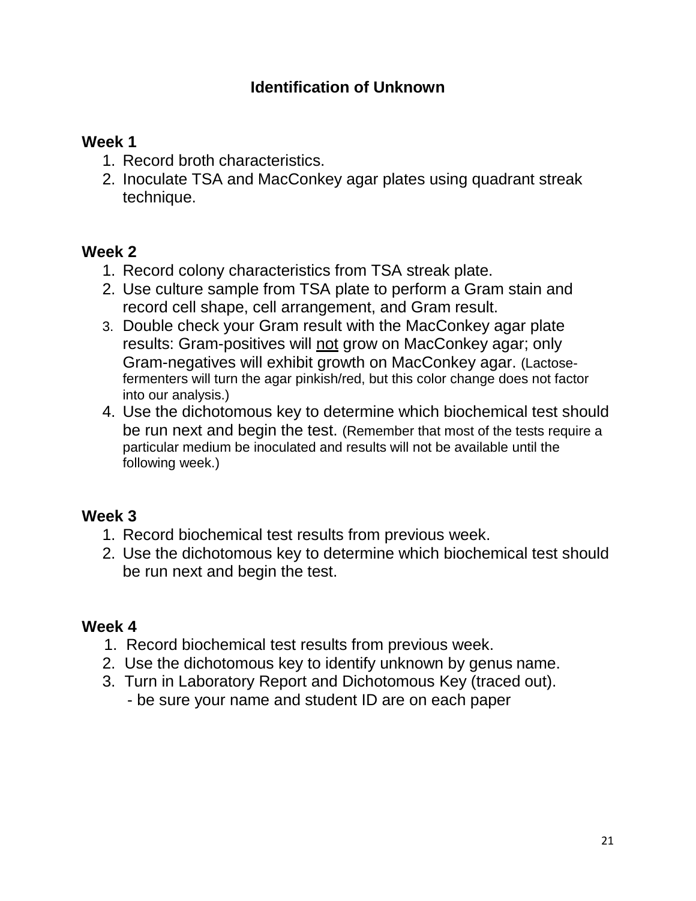# Identification of Unknown

### Week 1

1. Record broth characteristics.
2. Inoculate TSA and MacConkey agar plates using quadrant streak technique.

### Week 2

1. Record colony characteristics from TSA streak plate.
2. Use culture sample from TSA plate to perform a Gram stain and record cell shape, cell arrangement, and Gram result.
3. Double check your Gram result with the MacConkey agar plate results: Gram-positives will <u>not</u> grow on MacConkey agar; only Gram-negatives will exhibit growth on MacConkey agar. (Lactose-fermenters will turn the agar pinkish/red, but this color change does not factor into our analysis.)
4. Use the dichotomous key to determine which biochemical test should be run next and begin the test. (Remember that most of the tests require a particular medium be inoculated and results will not be available until the following week.)

### Week 3

1. Record biochemical test results from previous week.
2. Use the dichotomous key to determine which biochemical test should be run next and begin the test.

### Week 4

1. Record biochemical test results from previous week.
2. Use the dichotomous key to identify unknown by genus name.
3. Turn in Laboratory Report and Dichotomous Key (traced out).
   - be sure your name and student ID are on each paper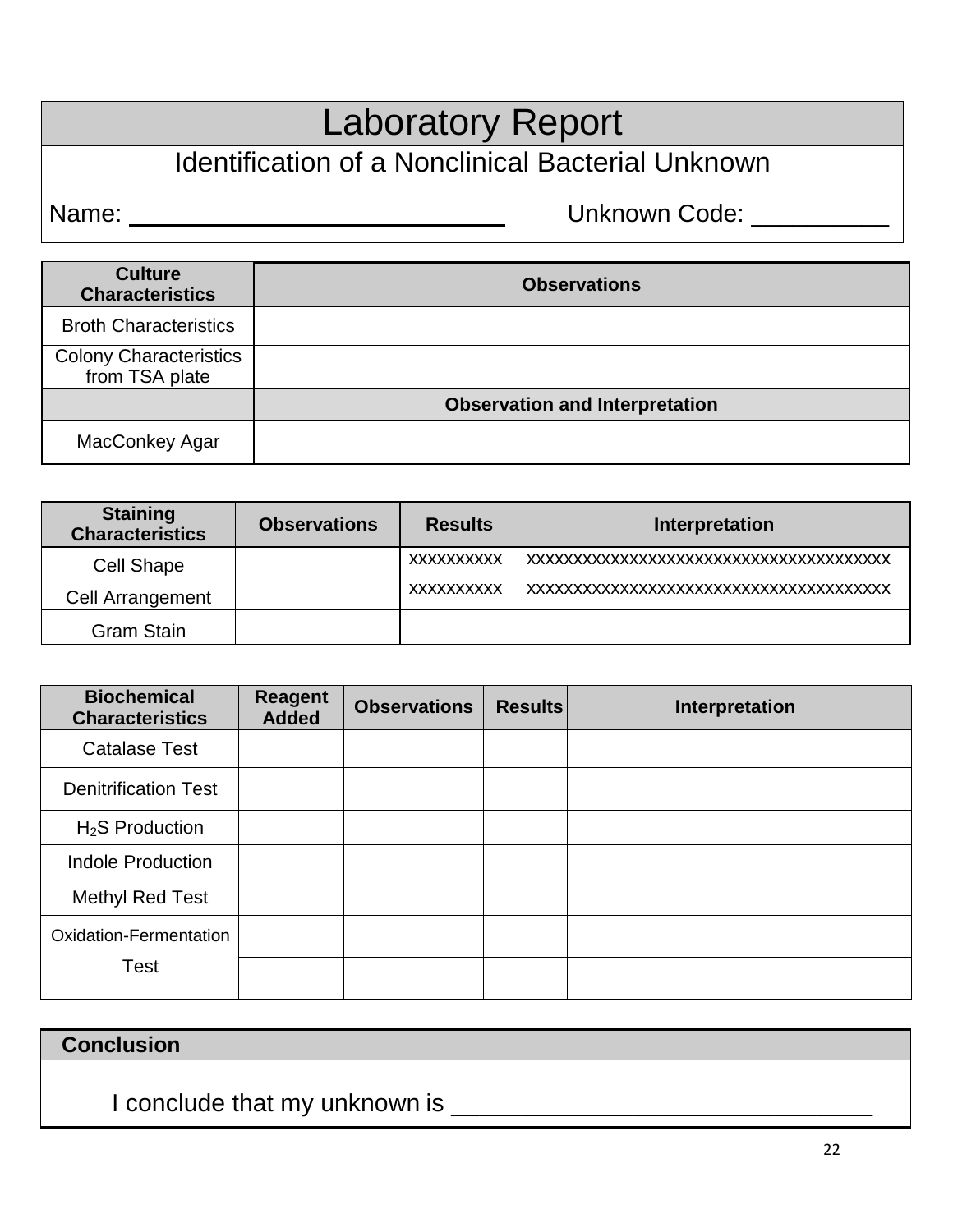# Laboratory Report

## Identification of a Nonclinical Bacterial Unknown

Name: ____________________________ Unknown Code: __________

| Culture Characteristics | Observations |
|---|---|
| Broth Characteristics | |
| Colony Characteristics from TSA plate | |
| | **Observation and Interpretation** |
| MacConkey Agar | |

| Staining Characteristics | Observations | Results | Interpretation |
|---|---|---|---|
| Cell Shape | | xxxxxxxxxx | xxxxxxxxxxxxxxxxxxxxxxxxxxxxxxxxxxxxxxx |
| Cell Arrangement | | xxxxxxxxxx | xxxxxxxxxxxxxxxxxxxxxxxxxxxxxxxxxxxxxxx |
| Gram Stain | | | |

| Biochemical Characteristics | Reagent Added | Observations | Results | Interpretation |
|---|---|---|---|---|
| Catalase Test | | | | |
| Denitrification Test | | | | |
| $H_2S$ Production | | | | |
| Indole Production | | | | |
| Methyl Red Test | | | | |
| Oxidation-Fermentation Test | | | | |
| | | | | |

| Conclusion |
|---|
| I conclude that my unknown is ________________________________ |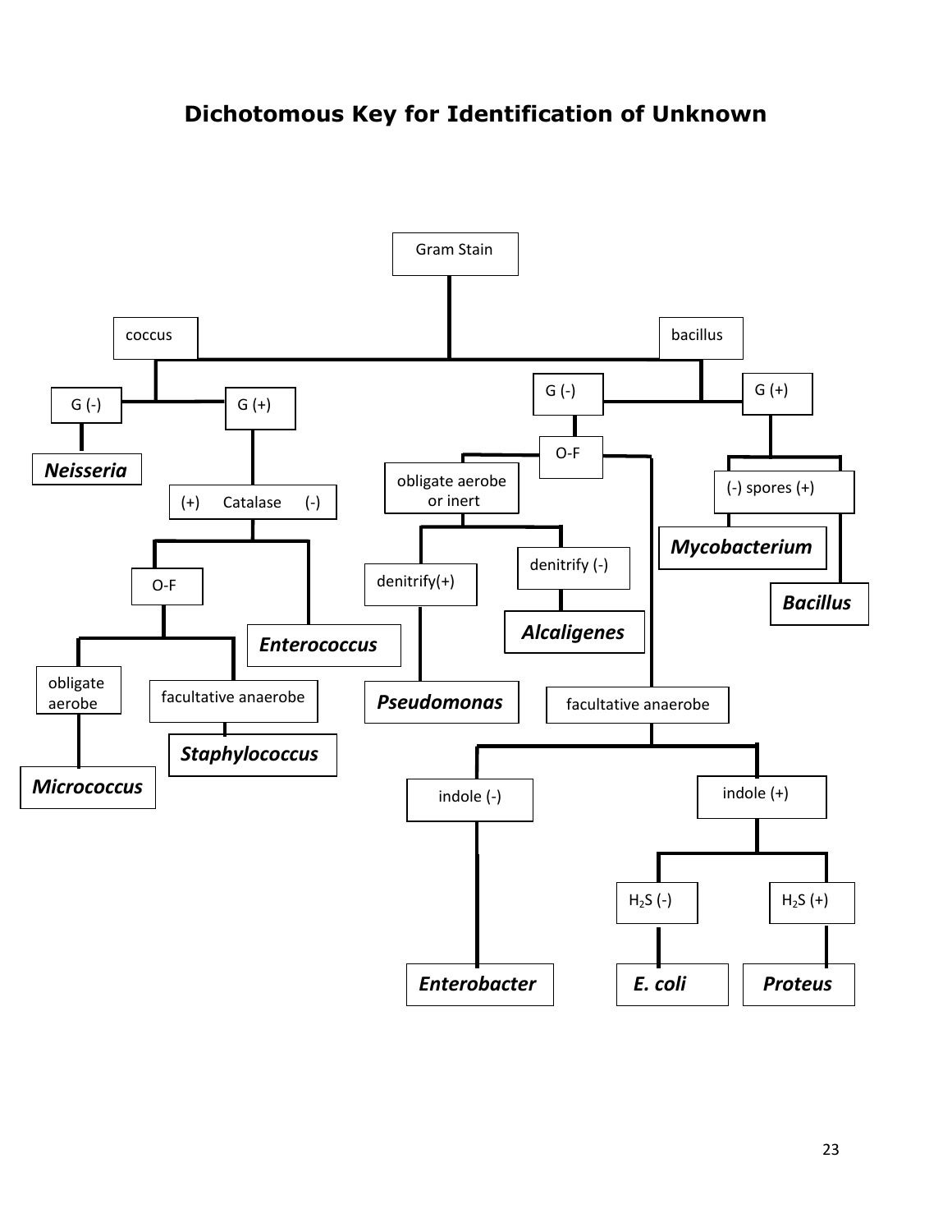# Dichotomous Key for Identification of Unknown

- Gram Stain
  - coccus
    - G (-)
      - ***Neisseria***
    - G (+)
      - (+) Catalase (-)
        - Catalase (+)
          - O-F
            - obligate aerobe
              - ***Micrococcus***
            - facultative anaerobe
              - ***Staphylococcus***
        - Catalase (-)
          - ***Enterococcus***
  - bacillus
    - G (-)
      - O-F
        - obligate aerobe or inert
          - denitrify(+)
            - ***Pseudomonas***
          - denitrify (-)
            - ***Alcaligenes***
        - facultative anaerobe
          - indole (-)
            - ***Enterobacter***
          - indole (+)
            - $H_2S$ (-)
              - ***E. coli***
            - $H_2S$ (+)
              - ***Proteus***
    - G (+)
      - (-) spores (+)
        - spores (-)
          - ***Mycobacterium***
        - spores (+)
          - ***Bacillus***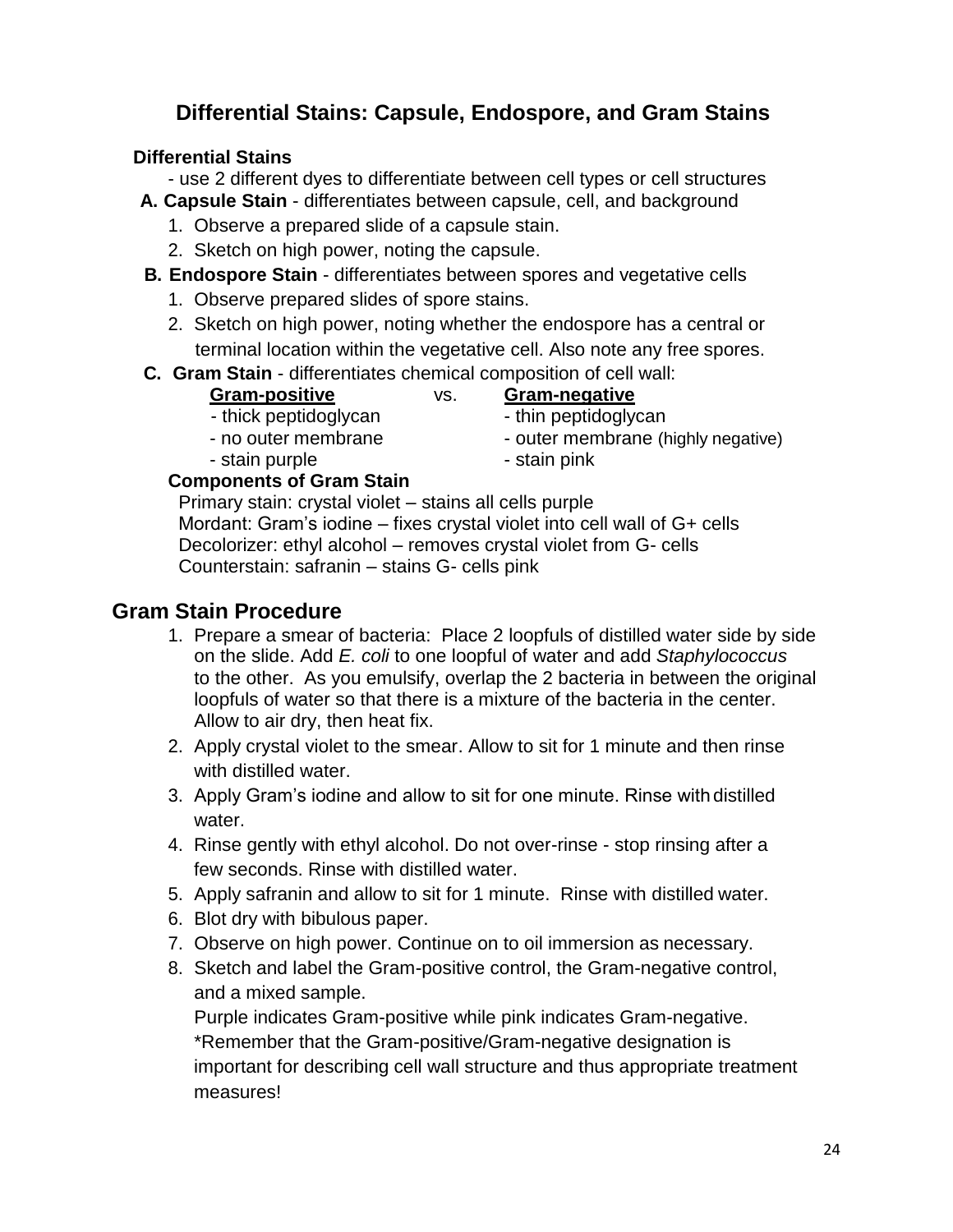## Differential Stains: Capsule, Endospore, and Gram Stains

**Differential Stains**

- use 2 different dyes to differentiate between cell types or cell structures

**A. Capsule Stain** - differentiates between capsule, cell, and background

1. Observe a prepared slide of a capsule stain.
2. Sketch on high power, noting the capsule.

**B. Endospore Stain** - differentiates between spores and vegetative cells

1. Observe prepared slides of spore stains.
2. Sketch on high power, noting whether the endospore has a central or terminal location within the vegetative cell. Also note any free spores.

**C. Gram Stain** - differentiates chemical composition of cell wall:

| **Gram-positive** | vs. | **Gram-negative** |
|---|---|---|
| - thick peptidoglycan | | - thin peptidoglycan |
| - no outer membrane | | - outer membrane (highly negative) |
| - stain purple | | - stain pink |

**Components of Gram Stain**

Primary stain: crystal violet – stains all cells purple
Mordant: Gram's iodine – fixes crystal violet into cell wall of G+ cells
Decolorizer: ethyl alcohol – removes crystal violet from G- cells
Counterstain: safranin – stains G- cells pink

## Gram Stain Procedure

1. Prepare a smear of bacteria: Place 2 loopfuls of distilled water side by side on the slide. Add *E. coli* to one loopful of water and add *Staphylococcus* to the other. As you emulsify, overlap the 2 bacteria in between the original loopfuls of water so that there is a mixture of the bacteria in the center. Allow to air dry, then heat fix.
2. Apply crystal violet to the smear. Allow to sit for 1 minute and then rinse with distilled water.
3. Apply Gram's iodine and allow to sit for one minute. Rinse with distilled water.
4. Rinse gently with ethyl alcohol. Do not over-rinse - stop rinsing after a few seconds. Rinse with distilled water.
5. Apply safranin and allow to sit for 1 minute. Rinse with distilled water.
6. Blot dry with bibulous paper.
7. Observe on high power. Continue on to oil immersion as necessary.
8. Sketch and label the Gram-positive control, the Gram-negative control, and a mixed sample.
   Purple indicates Gram-positive while pink indicates Gram-negative.
   *Remember that the Gram-positive/Gram-negative designation is important for describing cell wall structure and thus appropriate treatment measures!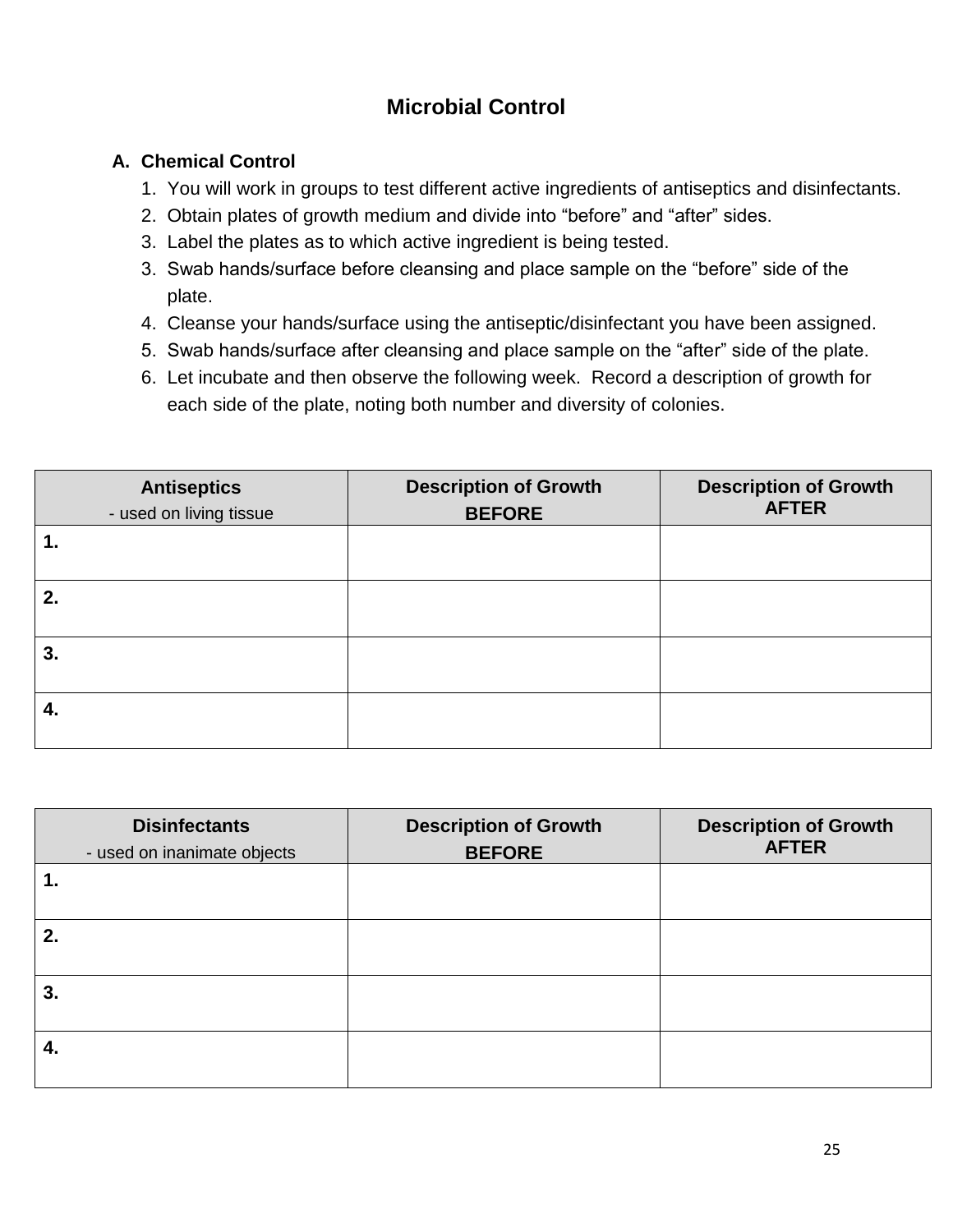# Microbial Control

### A. Chemical Control

1. You will work in groups to test different active ingredients of antiseptics and disinfectants.
2. Obtain plates of growth medium and divide into "before" and "after" sides.
3. Label the plates as to which active ingredient is being tested.
3. Swab hands/surface before cleansing and place sample on the "before" side of the plate.
4. Cleanse your hands/surface using the antiseptic/disinfectant you have been assigned.
5. Swab hands/surface after cleansing and place sample on the "after" side of the plate.
6. Let incubate and then observe the following week. Record a description of growth for each side of the plate, noting both number and diversity of colonies.

| **Antiseptics**<br>- used on living tissue | **Description of Growth BEFORE** | **Description of Growth AFTER** |
|---|---|---|
| **1.** | | |
| **2.** | | |
| **3.** | | |
| **4.** | | |

| **Disinfectants**<br>- used on inanimate objects | **Description of Growth BEFORE** | **Description of Growth AFTER** |
|---|---|---|
| **1.** | | |
| **2.** | | |
| **3.** | | |
| **4.** | | |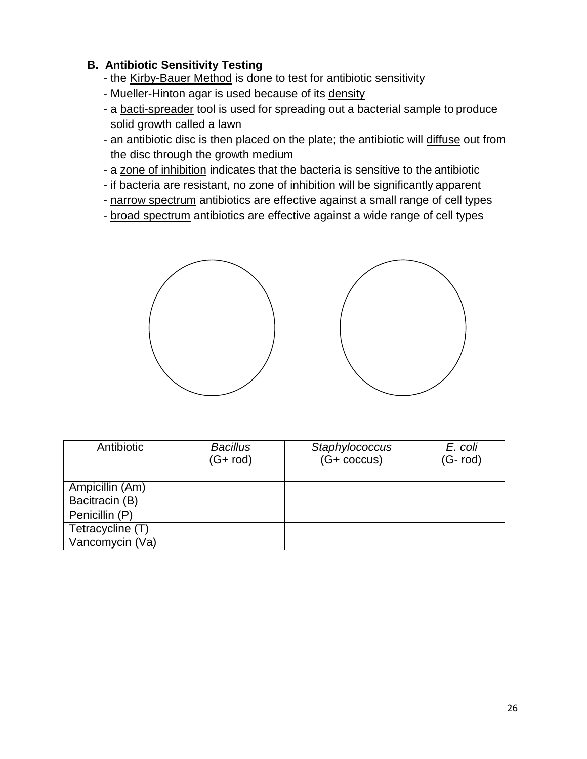### B. Antibiotic Sensitivity Testing

- the Kirby-Bauer Method is done to test for antibiotic sensitivity
- Mueller-Hinton agar is used because of its density
- a bacti-spreader tool is used for spreading out a bacterial sample to produce solid growth called a lawn
- an antibiotic disc is then placed on the plate; the antibiotic will diffuse out from the disc through the growth medium
- a zone of inhibition indicates that the bacteria is sensitive to the antibiotic
- if bacteria are resistant, no zone of inhibition will be significantly apparent
- narrow spectrum antibiotics are effective against a small range of cell types
- broad spectrum antibiotics are effective against a wide range of cell types

| Antibiotic | *Bacillus* (G+ rod) | *Staphylococcus* (G+ coccus) | *E. coli* (G- rod) |
|---|---|---|---|
| | | | |
| Ampicillin (Am) | | | |
| Bacitracin (B) | | | |
| Penicillin (P) | | | |
| Tetracycline (T) | | | |
| Vancomycin (Va) | | | |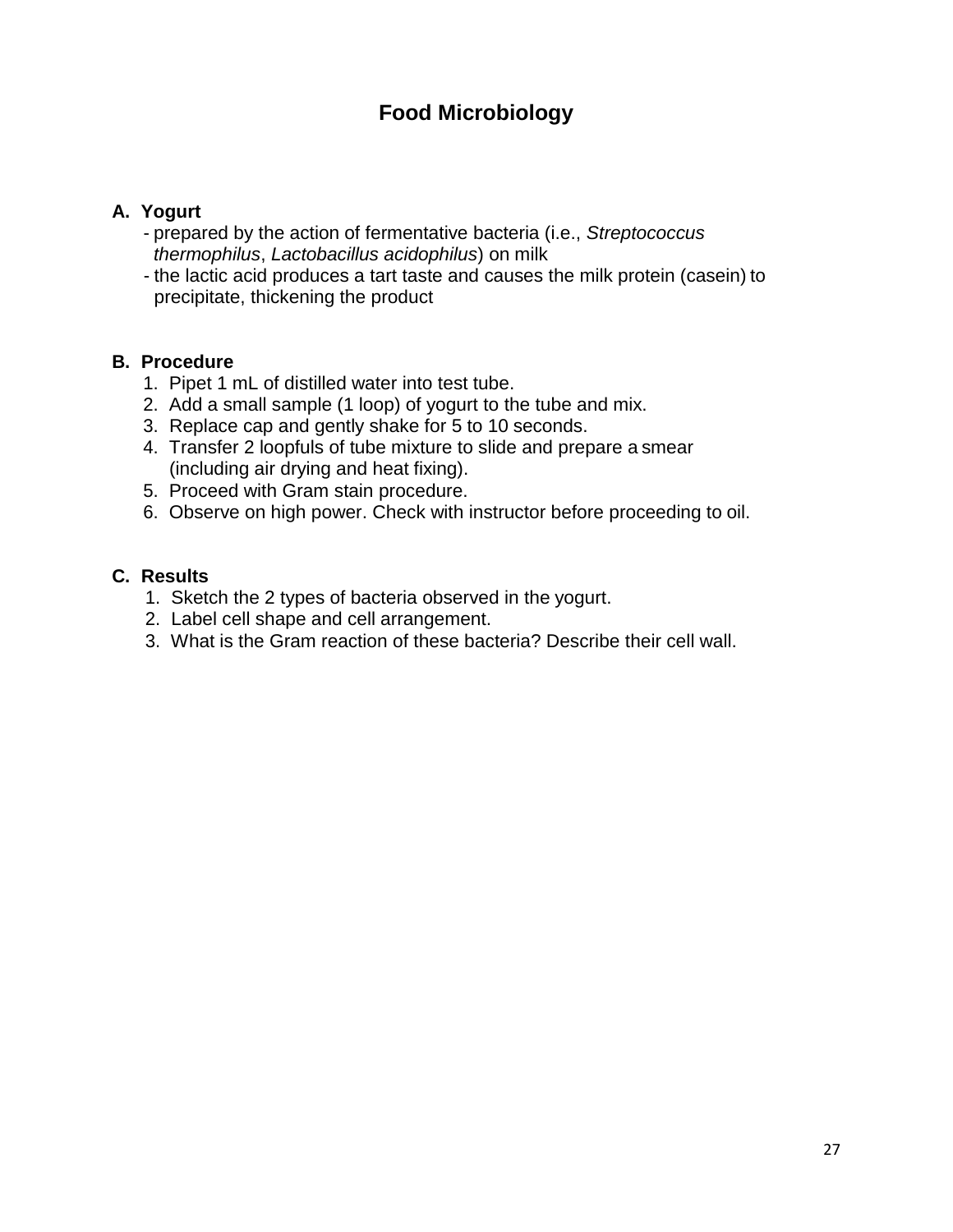# Food Microbiology

## A. Yogurt

- prepared by the action of fermentative bacteria (i.e., *Streptococcus thermophilus*, *Lactobacillus acidophilus*) on milk
- the lactic acid produces a tart taste and causes the milk protein (casein) to precipitate, thickening the product

## B. Procedure

1. Pipet 1 mL of distilled water into test tube.
2. Add a small sample (1 loop) of yogurt to the tube and mix.
3. Replace cap and gently shake for 5 to 10 seconds.
4. Transfer 2 loopfuls of tube mixture to slide and prepare a smear (including air drying and heat fixing).
5. Proceed with Gram stain procedure.
6. Observe on high power. Check with instructor before proceeding to oil.

## C. Results

1. Sketch the 2 types of bacteria observed in the yogurt.
2. Label cell shape and cell arrangement.
3. What is the Gram reaction of these bacteria? Describe their cell wall.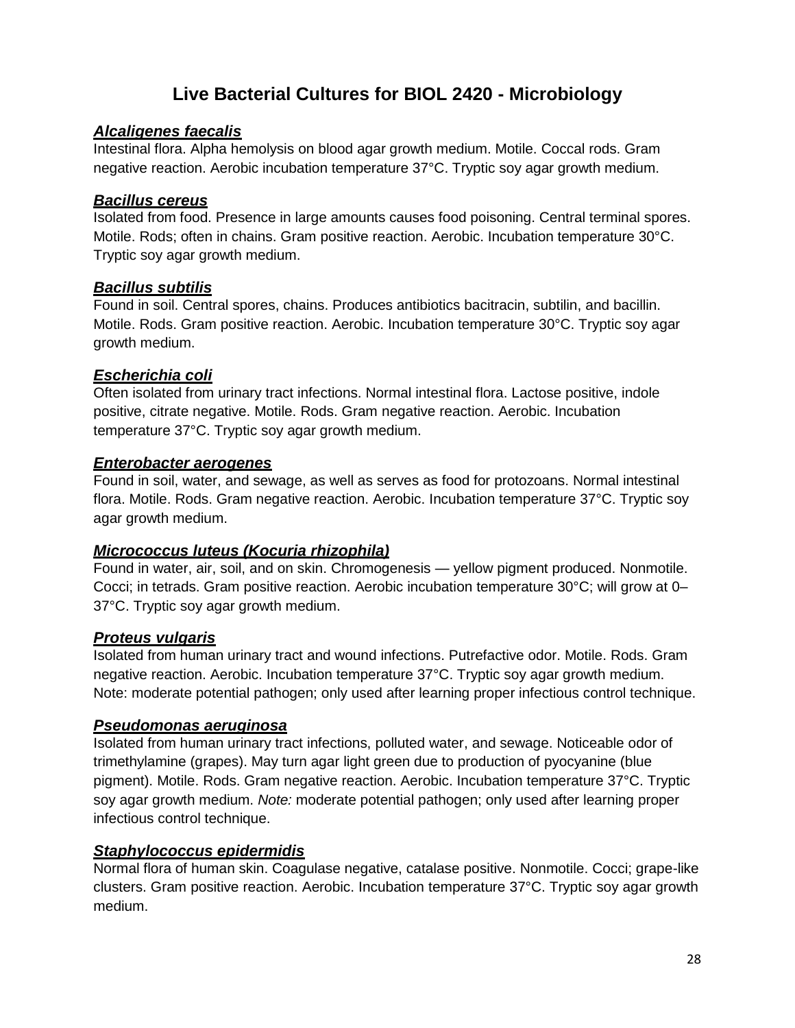# Live Bacterial Cultures for BIOL 2420 - Microbiology

***Alcaligenes faecalis***

Intestinal flora. Alpha hemolysis on blood agar growth medium. Motile. Coccal rods. Gram negative reaction. Aerobic incubation temperature 37°C. Tryptic soy agar growth medium.

***Bacillus cereus***

Isolated from food. Presence in large amounts causes food poisoning. Central terminal spores. Motile. Rods; often in chains. Gram positive reaction. Aerobic. Incubation temperature 30°C. Tryptic soy agar growth medium.

***Bacillus subtilis***

Found in soil. Central spores, chains. Produces antibiotics bacitracin, subtilin, and bacillin. Motile. Rods. Gram positive reaction. Aerobic. Incubation temperature 30°C. Tryptic soy agar growth medium.

***Escherichia coli***

Often isolated from urinary tract infections. Normal intestinal flora. Lactose positive, indole positive, citrate negative. Motile. Rods. Gram negative reaction. Aerobic. Incubation temperature 37°C. Tryptic soy agar growth medium.

***Enterobacter aerogenes***

Found in soil, water, and sewage, as well as serves as food for protozoans. Normal intestinal flora. Motile. Rods. Gram negative reaction. Aerobic. Incubation temperature 37°C. Tryptic soy agar growth medium.

***Micrococcus luteus (Kocuria rhizophila)***

Found in water, air, soil, and on skin. Chromogenesis — yellow pigment produced. Nonmotile. Cocci; in tetrads. Gram positive reaction. Aerobic incubation temperature 30°C; will grow at 0–37°C. Tryptic soy agar growth medium.

***Proteus vulgaris***

Isolated from human urinary tract and wound infections. Putrefactive odor. Motile. Rods. Gram negative reaction. Aerobic. Incubation temperature 37°C. Tryptic soy agar growth medium. Note: moderate potential pathogen; only used after learning proper infectious control technique.

***Pseudomonas aeruginosa***

Isolated from human urinary tract infections, polluted water, and sewage. Noticeable odor of trimethylamine (grapes). May turn agar light green due to production of pyocyanine (blue pigment). Motile. Rods. Gram negative reaction. Aerobic. Incubation temperature 37°C. Tryptic soy agar growth medium. *Note:* moderate potential pathogen; only used after learning proper infectious control technique.

***Staphylococcus epidermidis***

Normal flora of human skin. Coagulase negative, catalase positive. Nonmotile. Cocci; grape-like clusters. Gram positive reaction. Aerobic. Incubation temperature 37°C. Tryptic soy agar growth medium.